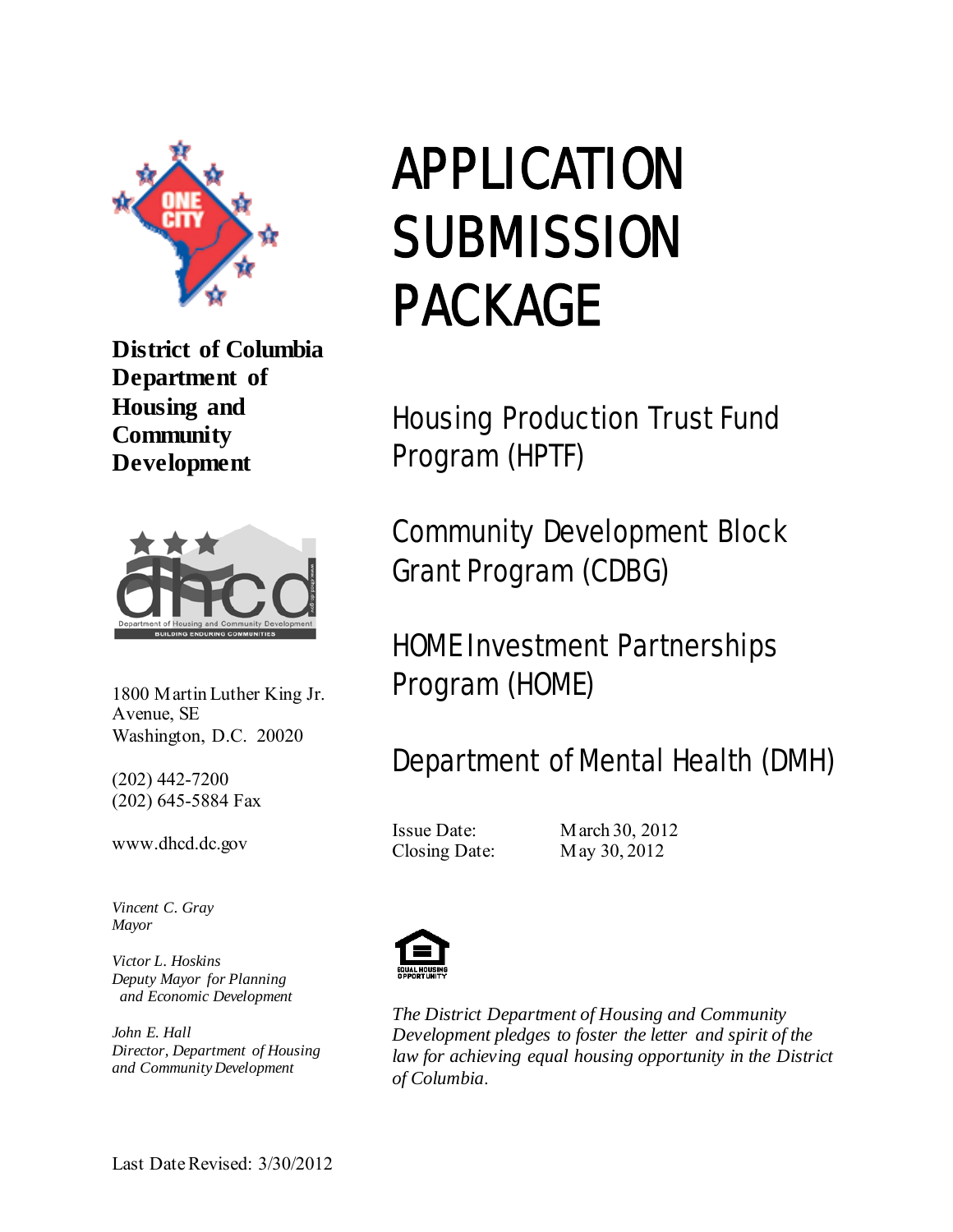**District of Columbia Department of Housing and Community Development**

1800 Martin Luther King Jr. Avenue, SE
Washington, D.C. 20020

(202) 442-7200
(202) 645-5884 Fax

www.dhcd.dc.gov

*Vincent C. Gray*
*Mayor*

*Victor L. Hoskins*
*Deputy Mayor for Planning and Economic Development*

*John E. Hall*
*Director, Department of Housing and Community Development*

# APPLICATION SUBMISSION PACKAGE

## Housing Production Trust Fund Program (HPTF)

## Community Development Block Grant Program (CDBG)

## HOME Investment Partnerships Program (HOME)

## Department of Mental Health (DMH)

Issue Date: March 30, 2012
Closing Date: May 30, 2012

*The District Department of Housing and Community Development pledges to foster the letter and spirit of the law for achieving equal housing opportunity in the District of Columbia.*

Last Date Revised: 3/30/2012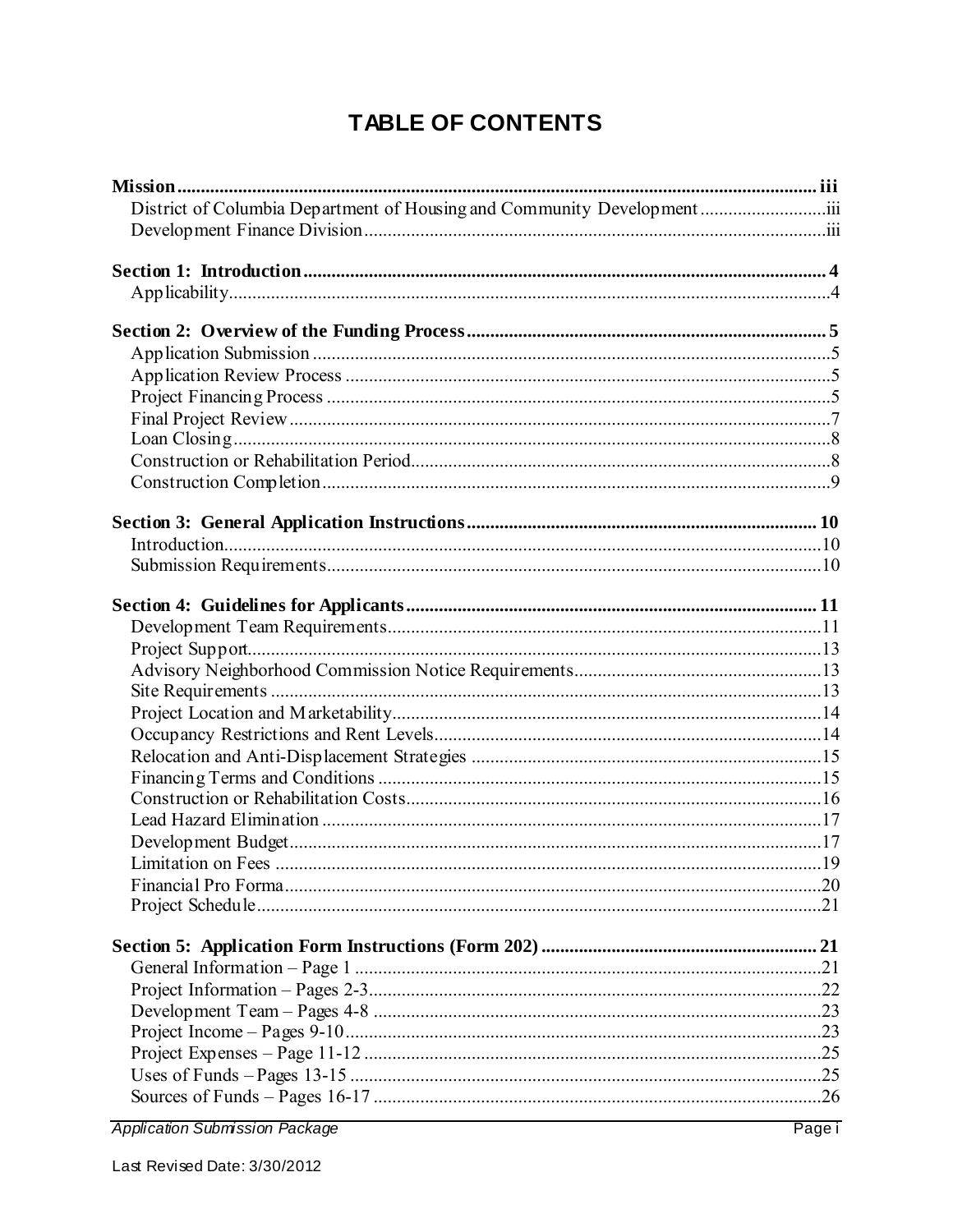# TABLE OF CONTENTS

**Mission** ... **iii**
- District of Columbia Department of Housing and Community Development ... iii
- Development Finance Division ... iii

**Section 1: Introduction** ... **4**
- Applicability ... 4

**Section 2: Overview of the Funding Process** ... **5**
- Application Submission ... 5
- Application Review Process ... 5
- Project Financing Process ... 5
- Final Project Review ... 7
- Loan Closing ... 8
- Construction or Rehabilitation Period ... 8
- Construction Completion ... 9

**Section 3: General Application Instructions** ... **10**
- Introduction ... 10
- Submission Requirements ... 10

**Section 4: Guidelines for Applicants** ... **11**
- Development Team Requirements ... 11
- Project Support ... 13
- Advisory Neighborhood Commission Notice Requirements ... 13
- Site Requirements ... 13
- Project Location and Marketability ... 14
- Occupancy Restrictions and Rent Levels ... 14
- Relocation and Anti-Displacement Strategies ... 15
- Financing Terms and Conditions ... 15
- Construction or Rehabilitation Costs ... 16
- Lead Hazard Elimination ... 17
- Development Budget ... 17
- Limitation on Fees ... 19
- Financial Pro Forma ... 20
- Project Schedule ... 21

**Section 5: Application Form Instructions (Form 202)** ... **21**
- General Information – Page 1 ... 21
- Project Information – Pages 2-3 ... 22
- Development Team – Pages 4-8 ... 23
- Project Income – Pages 9-10 ... 23
- Project Expenses – Page 11-12 ... 25
- Uses of Funds – Pages 13-15 ... 25
- Sources of Funds – Pages 16-17 ... 26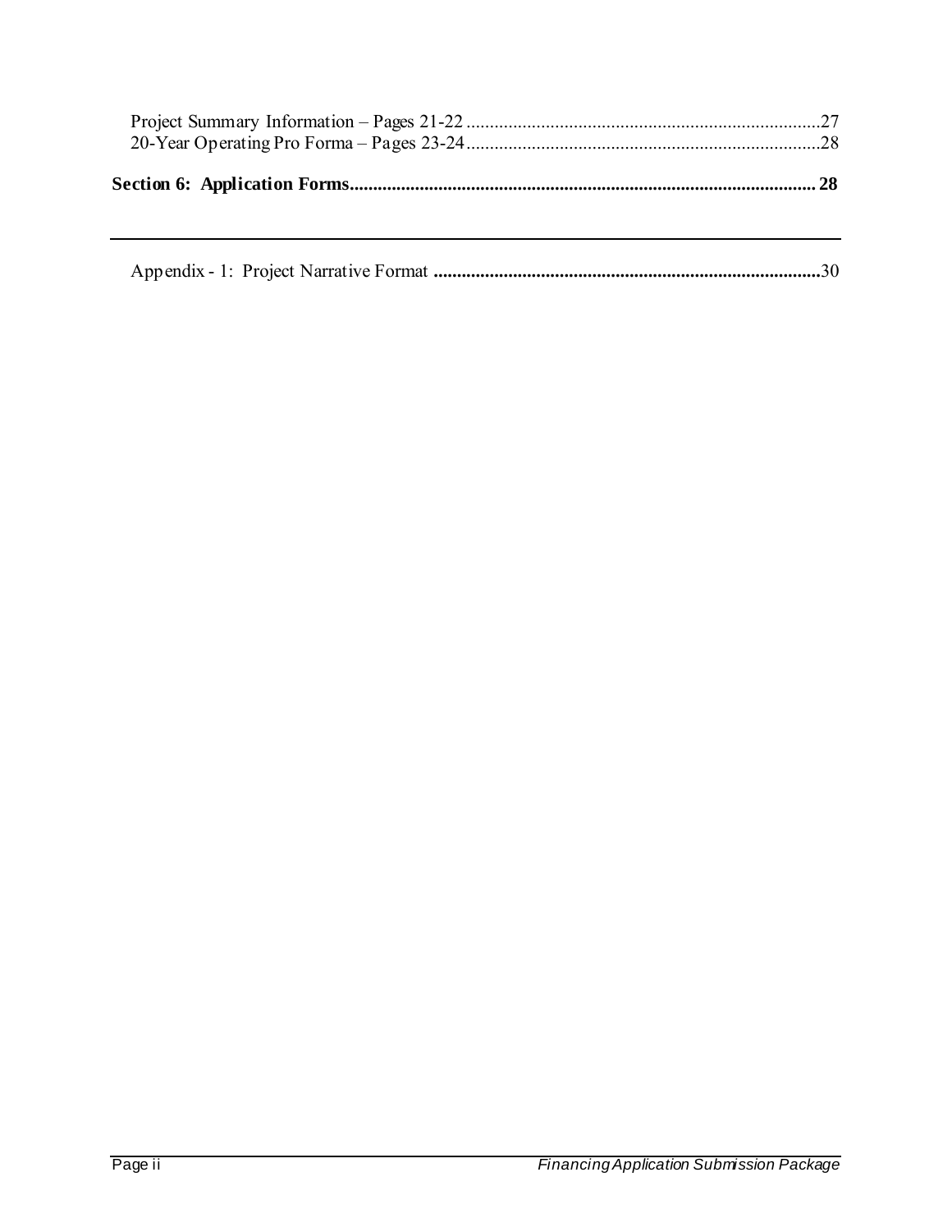Project Summary Information – Pages 21-22 ........................................................................27
20-Year Operating Pro Forma – Pages 23-24........................................................................28

**Section 6: Application Forms.................................................................................................. 28**

---

Appendix - 1: Project Narrative Format **..................................................................................**30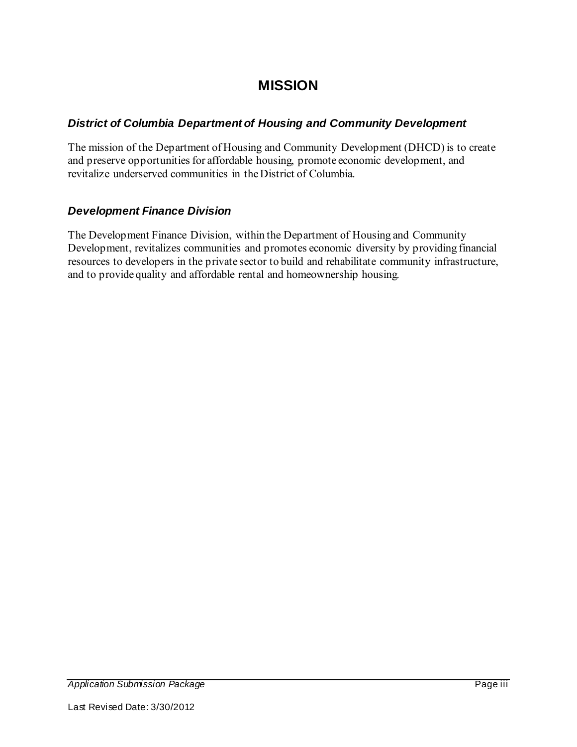# MISSION

### *District of Columbia Department of Housing and Community Development*

The mission of the Department of Housing and Community Development (DHCD) is to create and preserve opportunities for affordable housing, promote economic development, and revitalize underserved communities in the District of Columbia.

### *Development Finance Division*

The Development Finance Division, within the Department of Housing and Community Development, revitalizes communities and promotes economic diversity by providing financial resources to developers in the private sector to build and rehabilitate community infrastructure, and to provide quality and affordable rental and homeownership housing.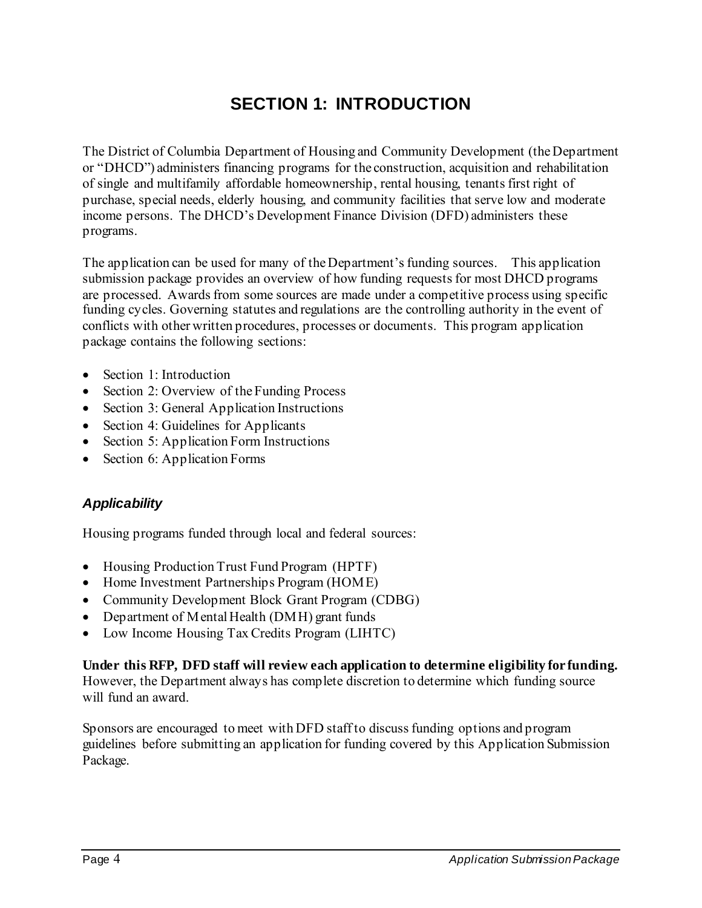# SECTION 1: INTRODUCTION

The District of Columbia Department of Housing and Community Development (the Department or "DHCD") administers financing programs for the construction, acquisition and rehabilitation of single and multifamily affordable homeownership, rental housing, tenants first right of purchase, special needs, elderly housing, and community facilities that serve low and moderate income persons. The DHCD's Development Finance Division (DFD) administers these programs.

The application can be used for many of the Department's funding sources. This application submission package provides an overview of how funding requests for most DHCD programs are processed. Awards from some sources are made under a competitive process using specific funding cycles. Governing statutes and regulations are the controlling authority in the event of conflicts with other written procedures, processes or documents. This program application package contains the following sections:

- Section 1: Introduction
- Section 2: Overview of the Funding Process
- Section 3: General Application Instructions
- Section 4: Guidelines for Applicants
- Section 5: Application Form Instructions
- Section 6: Application Forms

### *Applicability*

Housing programs funded through local and federal sources:

- Housing Production Trust Fund Program (HPTF)
- Home Investment Partnerships Program (HOME)
- Community Development Block Grant Program (CDBG)
- Department of Mental Health (DMH) grant funds
- Low Income Housing Tax Credits Program (LIHTC)

**Under this RFP, DFD staff will review each application to determine eligibility for funding.** However, the Department always has complete discretion to determine which funding source will fund an award.

Sponsors are encouraged to meet with DFD staff to discuss funding options and program guidelines before submitting an application for funding covered by this Application Submission Package.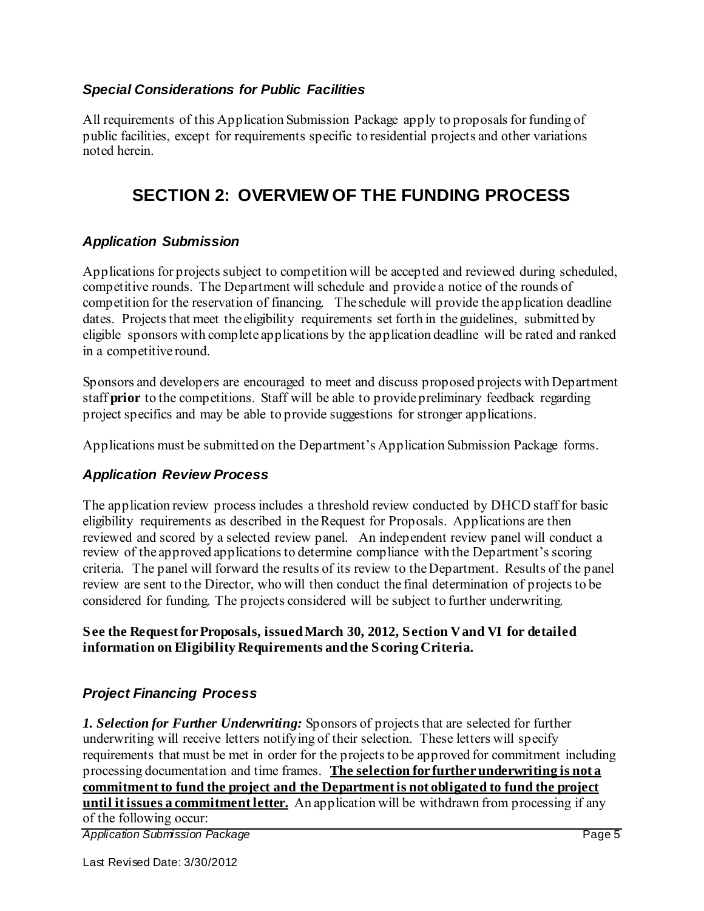### *Special Considerations for Public Facilities*

All requirements of this Application Submission Package apply to proposals for funding of public facilities, except for requirements specific to residential projects and other variations noted herein.

## SECTION 2: OVERVIEW OF THE FUNDING PROCESS

### *Application Submission*

Applications for projects subject to competition will be accepted and reviewed during scheduled, competitive rounds. The Department will schedule and provide a notice of the rounds of competition for the reservation of financing. The schedule will provide the application deadline dates. Projects that meet the eligibility requirements set forth in the guidelines, submitted by eligible sponsors with complete applications by the application deadline will be rated and ranked in a competitive round.

Sponsors and developers are encouraged to meet and discuss proposed projects with Department staff **prior** to the competitions. Staff will be able to provide preliminary feedback regarding project specifics and may be able to provide suggestions for stronger applications.

Applications must be submitted on the Department's Application Submission Package forms.

### *Application Review Process*

The application review process includes a threshold review conducted by DHCD staff for basic eligibility requirements as described in the Request for Proposals. Applications are then reviewed and scored by a selected review panel. An independent review panel will conduct a review of the approved applications to determine compliance with the Department's scoring criteria. The panel will forward the results of its review to the Department. Results of the panel review are sent to the Director, who will then conduct the final determination of projects to be considered for funding. The projects considered will be subject to further underwriting.

**See the Request for Proposals, issued March 30, 2012, Section V and VI for detailed information on Eligibility Requirements and the Scoring Criteria.**

### *Project Financing Process*

***1. Selection for Further Underwriting:*** Sponsors of projects that are selected for further underwriting will receive letters notifying of their selection. These letters will specify requirements that must be met in order for the projects to be approved for commitment including processing documentation and time frames. **The selection for further underwriting is not a commitment to fund the project and the Department is not obligated to fund the project until it issues a commitment letter.** An application will be withdrawn from processing if any of the following occur: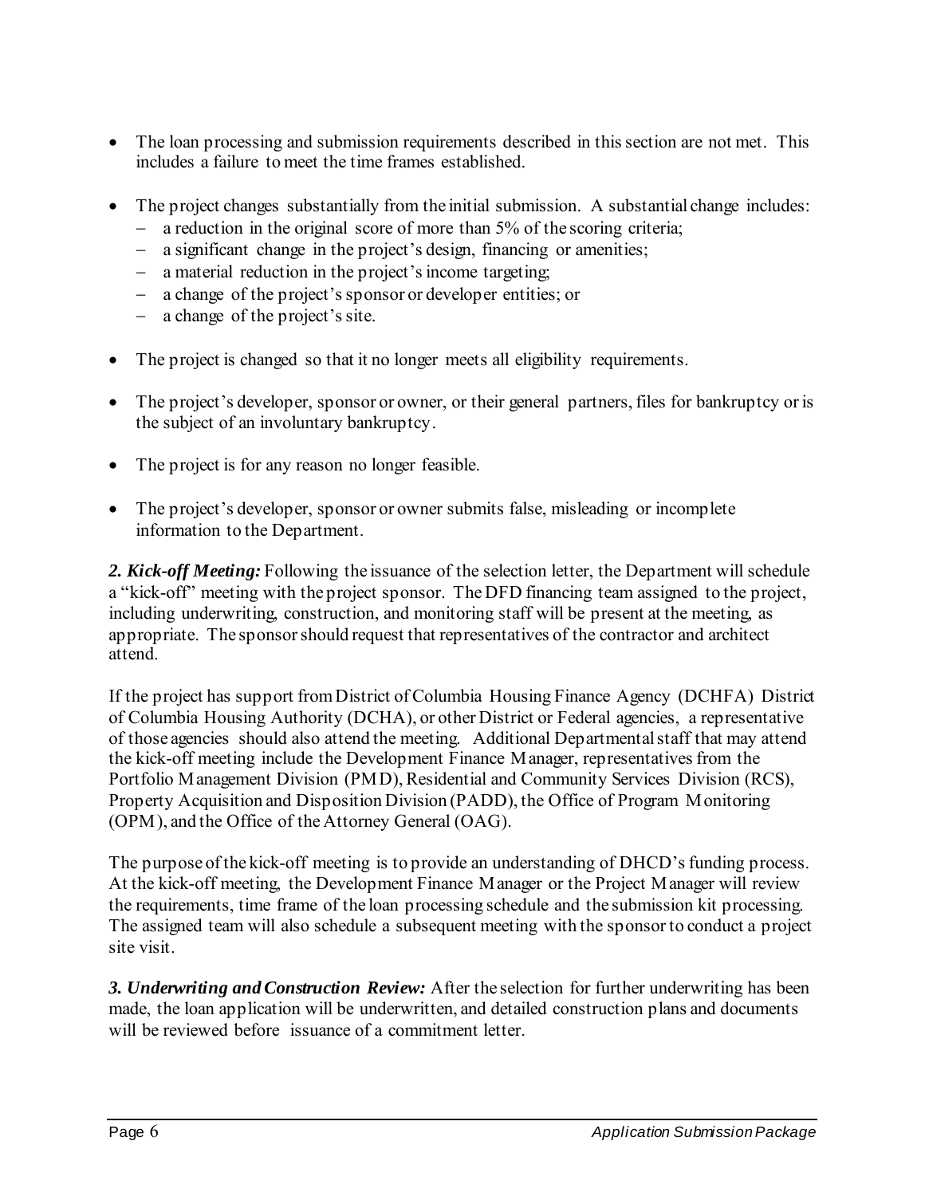- The loan processing and submission requirements described in this section are not met. This includes a failure to meet the time frames established.

- The project changes substantially from the initial submission. A substantial change includes:
  - a reduction in the original score of more than 5% of the scoring criteria;
  - a significant change in the project's design, financing or amenities;
  - a material reduction in the project's income targeting;
  - a change of the project's sponsor or developer entities; or
  - a change of the project's site.

- The project is changed so that it no longer meets all eligibility requirements.

- The project's developer, sponsor or owner, or their general partners, files for bankruptcy or is the subject of an involuntary bankruptcy.

- The project is for any reason no longer feasible.

- The project's developer, sponsor or owner submits false, misleading or incomplete information to the Department.

***2. Kick-off Meeting:*** Following the issuance of the selection letter, the Department will schedule a "kick-off" meeting with the project sponsor. The DFD financing team assigned to the project, including underwriting, construction, and monitoring staff will be present at the meeting, as appropriate. The sponsor should request that representatives of the contractor and architect attend.

If the project has support from District of Columbia Housing Finance Agency (DCHFA) District of Columbia Housing Authority (DCHA), or other District or Federal agencies, a representative of those agencies should also attend the meeting. Additional Departmental staff that may attend the kick-off meeting include the Development Finance Manager, representatives from the Portfolio Management Division (PMD), Residential and Community Services Division (RCS), Property Acquisition and Disposition Division (PADD), the Office of Program Monitoring (OPM), and the Office of the Attorney General (OAG).

The purpose of the kick-off meeting is to provide an understanding of DHCD's funding process. At the kick-off meeting, the Development Finance Manager or the Project Manager will review the requirements, time frame of the loan processing schedule and the submission kit processing. The assigned team will also schedule a subsequent meeting with the sponsor to conduct a project site visit.

***3. Underwriting and Construction Review:*** After the selection for further underwriting has been made, the loan application will be underwritten, and detailed construction plans and documents will be reviewed before issuance of a commitment letter.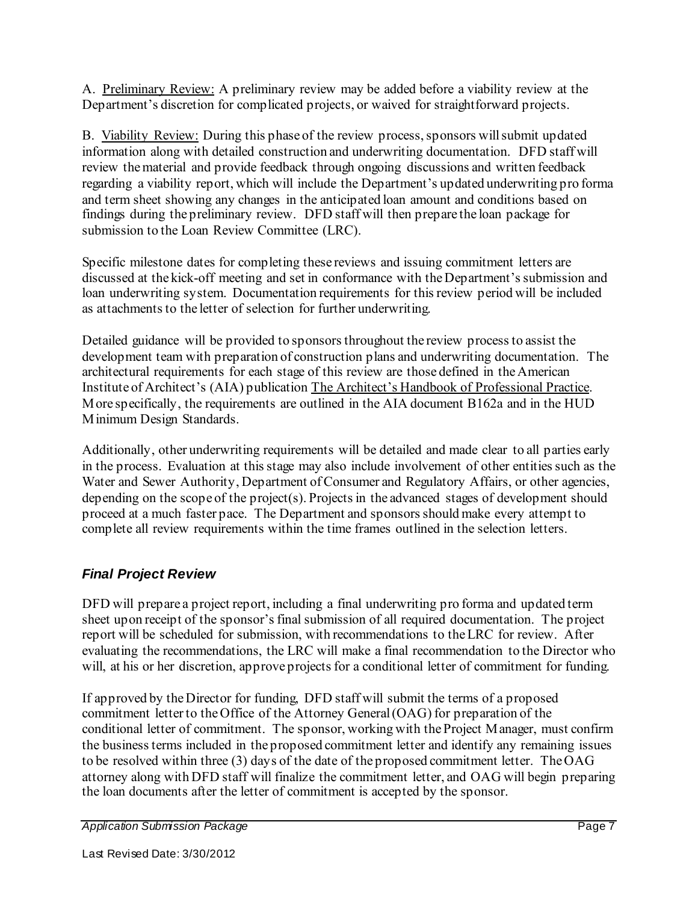A. Preliminary Review: A preliminary review may be added before a viability review at the Department's discretion for complicated projects, or waived for straightforward projects.

B. Viability Review: During this phase of the review process, sponsors will submit updated information along with detailed construction and underwriting documentation. DFD staff will review the material and provide feedback through ongoing discussions and written feedback regarding a viability report, which will include the Department's updated underwriting pro forma and term sheet showing any changes in the anticipated loan amount and conditions based on findings during the preliminary review. DFD staff will then prepare the loan package for submission to the Loan Review Committee (LRC).

Specific milestone dates for completing these reviews and issuing commitment letters are discussed at the kick-off meeting and set in conformance with the Department's submission and loan underwriting system. Documentation requirements for this review period will be included as attachments to the letter of selection for further underwriting.

Detailed guidance will be provided to sponsors throughout the review process to assist the development team with preparation of construction plans and underwriting documentation. The architectural requirements for each stage of this review are those defined in the American Institute of Architect's (AIA) publication The Architect's Handbook of Professional Practice. More specifically, the requirements are outlined in the AIA document B162a and in the HUD Minimum Design Standards.

Additionally, other underwriting requirements will be detailed and made clear to all parties early in the process. Evaluation at this stage may also include involvement of other entities such as the Water and Sewer Authority, Department of Consumer and Regulatory Affairs, or other agencies, depending on the scope of the project(s). Projects in the advanced stages of development should proceed at a much faster pace. The Department and sponsors should make every attempt to complete all review requirements within the time frames outlined in the selection letters.

### *Final Project Review*

DFD will prepare a project report, including a final underwriting pro forma and updated term sheet upon receipt of the sponsor's final submission of all required documentation. The project report will be scheduled for submission, with recommendations to the LRC for review. After evaluating the recommendations, the LRC will make a final recommendation to the Director who will, at his or her discretion, approve projects for a conditional letter of commitment for funding.

If approved by the Director for funding, DFD staff will submit the terms of a proposed commitment letter to the Office of the Attorney General (OAG) for preparation of the conditional letter of commitment. The sponsor, working with the Project Manager, must confirm the business terms included in the proposed commitment letter and identify any remaining issues to be resolved within three (3) days of the date of the proposed commitment letter. The OAG attorney along with DFD staff will finalize the commitment letter, and OAG will begin preparing the loan documents after the letter of commitment is accepted by the sponsor.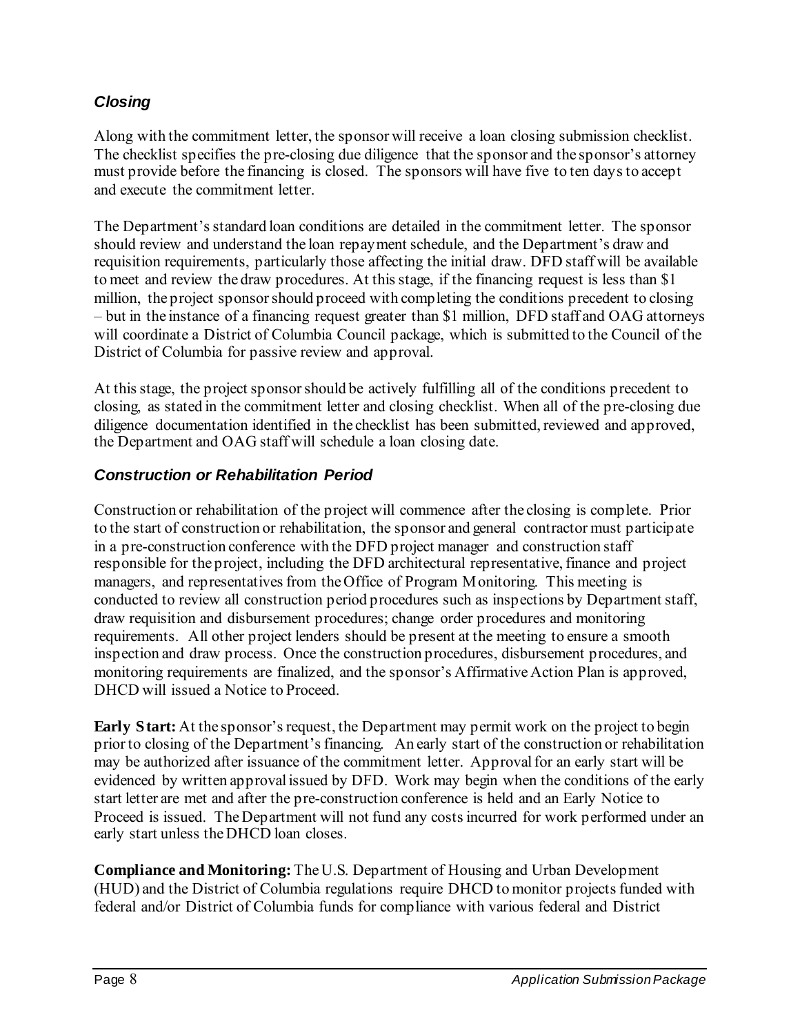### *Closing*

Along with the commitment letter, the sponsor will receive a loan closing submission checklist. The checklist specifies the pre-closing due diligence that the sponsor and the sponsor's attorney must provide before the financing is closed. The sponsors will have five to ten days to accept and execute the commitment letter.

The Department's standard loan conditions are detailed in the commitment letter. The sponsor should review and understand the loan repayment schedule, and the Department's draw and requisition requirements, particularly those affecting the initial draw. DFD staff will be available to meet and review the draw procedures. At this stage, if the financing request is less than $1 million, the project sponsor should proceed with completing the conditions precedent to closing – but in the instance of a financing request greater than $1 million, DFD staff and OAG attorneys will coordinate a District of Columbia Council package, which is submitted to the Council of the District of Columbia for passive review and approval.

At this stage, the project sponsor should be actively fulfilling all of the conditions precedent to closing, as stated in the commitment letter and closing checklist. When all of the pre-closing due diligence documentation identified in the checklist has been submitted, reviewed and approved, the Department and OAG staff will schedule a loan closing date.

### *Construction or Rehabilitation Period*

Construction or rehabilitation of the project will commence after the closing is complete. Prior to the start of construction or rehabilitation, the sponsor and general contractor must participate in a pre-construction conference with the DFD project manager and construction staff responsible for the project, including the DFD architectural representative, finance and project managers, and representatives from the Office of Program Monitoring. This meeting is conducted to review all construction period procedures such as inspections by Department staff, draw requisition and disbursement procedures; change order procedures and monitoring requirements. All other project lenders should be present at the meeting to ensure a smooth inspection and draw process. Once the construction procedures, disbursement procedures, and monitoring requirements are finalized, and the sponsor's Affirmative Action Plan is approved, DHCD will issued a Notice to Proceed.

**Early Start:** At the sponsor's request, the Department may permit work on the project to begin prior to closing of the Department's financing. An early start of the construction or rehabilitation may be authorized after issuance of the commitment letter. Approval for an early start will be evidenced by written approval issued by DFD. Work may begin when the conditions of the early start letter are met and after the pre-construction conference is held and an Early Notice to Proceed is issued. The Department will not fund any costs incurred for work performed under an early start unless the DHCD loan closes.

**Compliance and Monitoring:** The U.S. Department of Housing and Urban Development (HUD) and the District of Columbia regulations require DHCD to monitor projects funded with federal and/or District of Columbia funds for compliance with various federal and District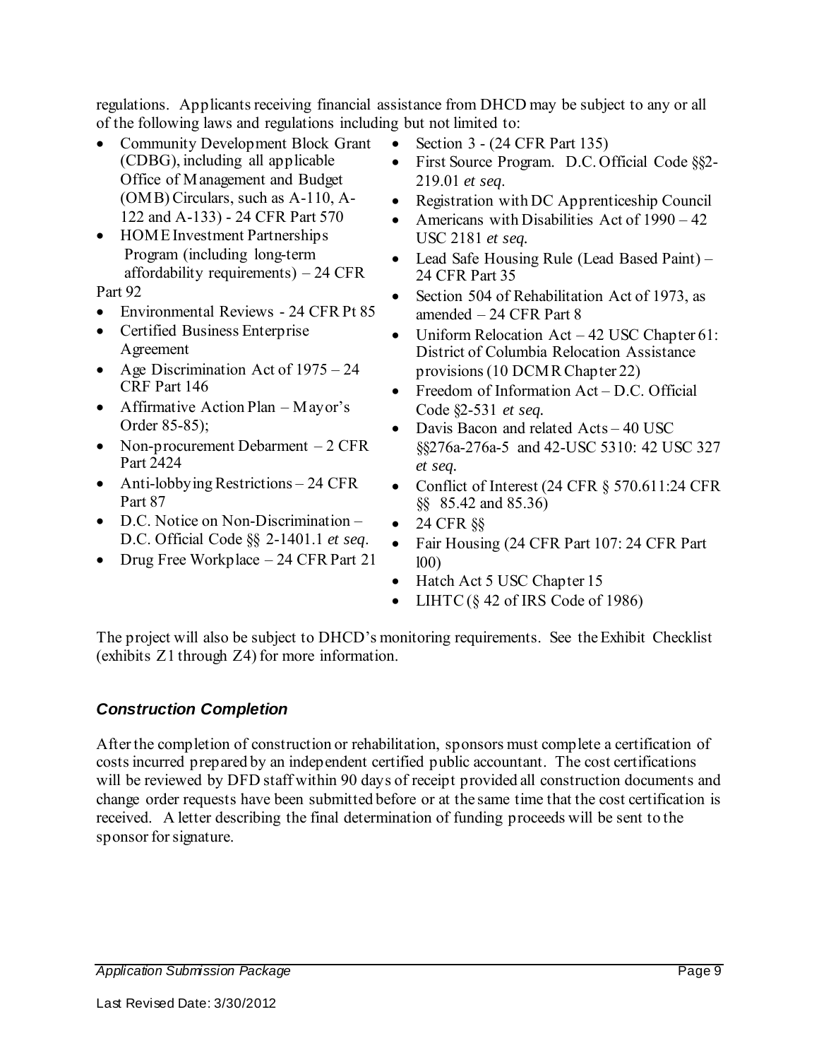regulations. Applicants receiving financial assistance from DHCD may be subject to any or all of the following laws and regulations including but not limited to:

- Community Development Block Grant (CDBG), including all applicable Office of Management and Budget (OMB) Circulars, such as A-110, A-122 and A-133) - 24 CFR Part 570
- HOME Investment Partnerships Program (including long-term affordability requirements) – 24 CFR Part 92
- Environmental Reviews - 24 CFR Pt 85
- Certified Business Enterprise Agreement
- Age Discrimination Act of 1975 – 24 CRF Part 146
- Affirmative Action Plan – Mayor's Order 85-85);
- Non-procurement Debarment – 2 CFR Part 2424
- Anti-lobbying Restrictions – 24 CFR Part 87
- D.C. Notice on Non-Discrimination – D.C. Official Code §§ 2-1401.1 *et seq*.
- Drug Free Workplace – 24 CFR Part 21
- Section 3 - (24 CFR Part 135)
- First Source Program. D.C. Official Code §§2-219.01 *et seq*.
- Registration with DC Apprenticeship Council
- Americans with Disabilities Act of 1990 – 42 USC 2181 *et seq.*
- Lead Safe Housing Rule (Lead Based Paint) – 24 CFR Part 35
- Section 504 of Rehabilitation Act of 1973, as amended – 24 CFR Part 8
- Uniform Relocation Act – 42 USC Chapter 61: District of Columbia Relocation Assistance provisions (10 DCMR Chapter 22)
- Freedom of Information Act – D.C. Official Code §2-531 *et seq.*
- Davis Bacon and related Acts – 40 USC §§276a-276a-5 and 42-USC 5310: 42 USC 327 *et seq.*
- Conflict of Interest (24 CFR § 570.611:24 CFR §§ 85.42 and 85.36)
- 24 CFR §§
- Fair Housing (24 CFR Part 107: 24 CFR Part l00)
- Hatch Act 5 USC Chapter 15
- LIHTC (§ 42 of IRS Code of 1986)

The project will also be subject to DHCD's monitoring requirements. See the Exhibit Checklist (exhibits Z1 through Z4) for more information.

### *Construction Completion*

After the completion of construction or rehabilitation, sponsors must complete a certification of costs incurred prepared by an independent certified public accountant. The cost certifications will be reviewed by DFD staff within 90 days of receipt provided all construction documents and change order requests have been submitted before or at the same time that the cost certification is received. A letter describing the final determination of funding proceeds will be sent to the sponsor for signature.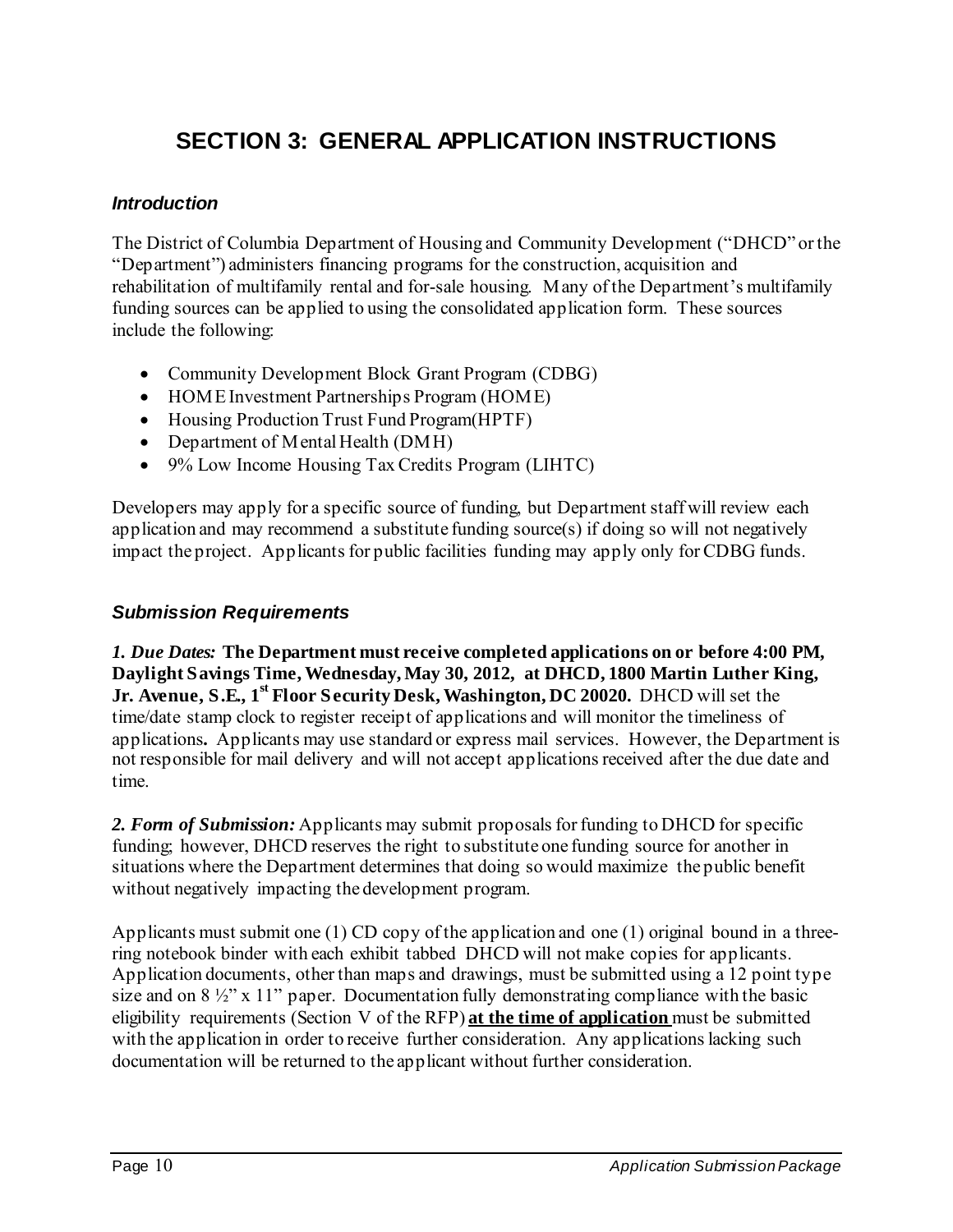# SECTION 3: GENERAL APPLICATION INSTRUCTIONS

### *Introduction*

The District of Columbia Department of Housing and Community Development ("DHCD" or the "Department") administers financing programs for the construction, acquisition and rehabilitation of multifamily rental and for-sale housing. Many of the Department's multifamily funding sources can be applied to using the consolidated application form. These sources include the following:

- Community Development Block Grant Program (CDBG)
- HOME Investment Partnerships Program (HOME)
- Housing Production Trust Fund Program(HPTF)
- Department of Mental Health (DMH)
- 9% Low Income Housing Tax Credits Program (LIHTC)

Developers may apply for a specific source of funding, but Department staff will review each application and may recommend a substitute funding source(s) if doing so will not negatively impact the project. Applicants for public facilities funding may apply only for CDBG funds.

### *Submission Requirements*

***1. Due Dates:*** **The Department must receive completed applications on or before 4:00 PM, Daylight Savings Time, Wednesday, May 30, 2012, at DHCD, 1800 Martin Luther King, Jr. Avenue, S.E., 1st Floor Security Desk, Washington, DC 20020.** DHCD will set the time/date stamp clock to register receipt of applications and will monitor the timeliness of applications**.** Applicants may use standard or express mail services. However, the Department is not responsible for mail delivery and will not accept applications received after the due date and time.

***2. Form of Submission:*** Applicants may submit proposals for funding to DHCD for specific funding; however, DHCD reserves the right to substitute one funding source for another in situations where the Department determines that doing so would maximize the public benefit without negatively impacting the development program.

Applicants must submit one (1) CD copy of the application and one (1) original bound in a three-ring notebook binder with each exhibit tabbed DHCD will not make copies for applicants. Application documents, other than maps and drawings, must be submitted using a 12 point type size and on 8 ½" x 11" paper. Documentation fully demonstrating compliance with the basic eligibility requirements (Section V of the RFP) **at the time of application** must be submitted with the application in order to receive further consideration. Any applications lacking such documentation will be returned to the applicant without further consideration.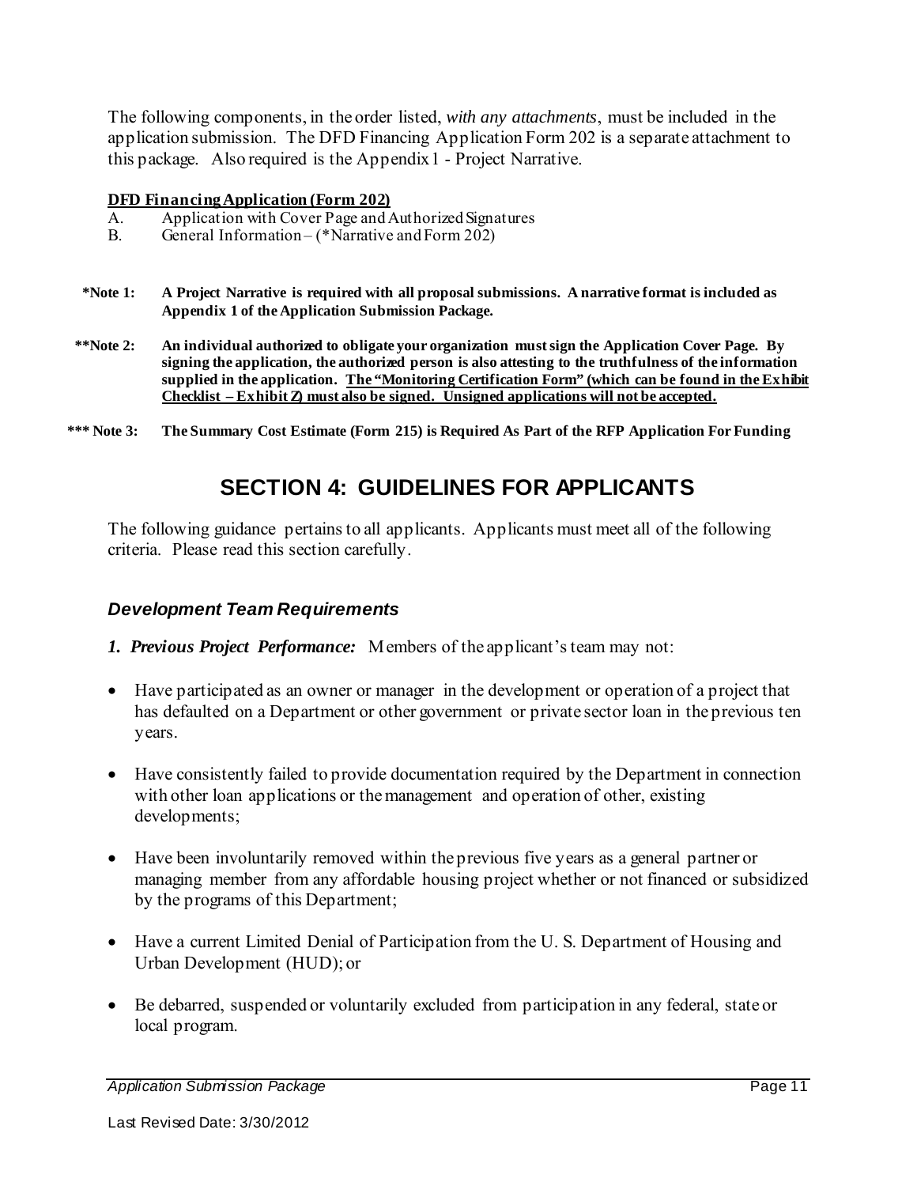The following components, in the order listed, *with any attachments*, must be included in the application submission. The DFD Financing Application Form 202 is a separate attachment to this package. Also required is the Appendix 1 - Project Narrative.

**DFD Financing Application (Form 202)**

A. Application with Cover Page and Authorized Signatures

B. General Information – (*Narrative and Form 202)

**\*Note 1: A Project Narrative is required with all proposal submissions. A narrative format is included as Appendix 1 of the Application Submission Package.**

**\*\*Note 2: An individual authorized to obligate your organization must sign the Application Cover Page. By signing the application, the authorized person is also attesting to the truthfulness of the information supplied in the application. <u>The "Monitoring Certification Form" (which can be found in the Exhibit Checklist – Exhibit Z) must also be signed. Unsigned applications will not be accepted.</u>**

**\*\*\* Note 3: The Summary Cost Estimate (Form 215) is Required As Part of the RFP Application For Funding**

# SECTION 4: GUIDELINES FOR APPLICANTS

The following guidance pertains to all applicants. Applicants must meet all of the following criteria. Please read this section carefully.

### *Development Team Requirements*

***1. Previous Project Performance:*** Members of the applicant's team may not:

- Have participated as an owner or manager in the development or operation of a project that has defaulted on a Department or other government or private sector loan in the previous ten years.
- Have consistently failed to provide documentation required by the Department in connection with other loan applications or the management and operation of other, existing developments;
- Have been involuntarily removed within the previous five years as a general partner or managing member from any affordable housing project whether or not financed or subsidized by the programs of this Department;
- Have a current Limited Denial of Participation from the U. S. Department of Housing and Urban Development (HUD); or
- Be debarred, suspended or voluntarily excluded from participation in any federal, state or local program.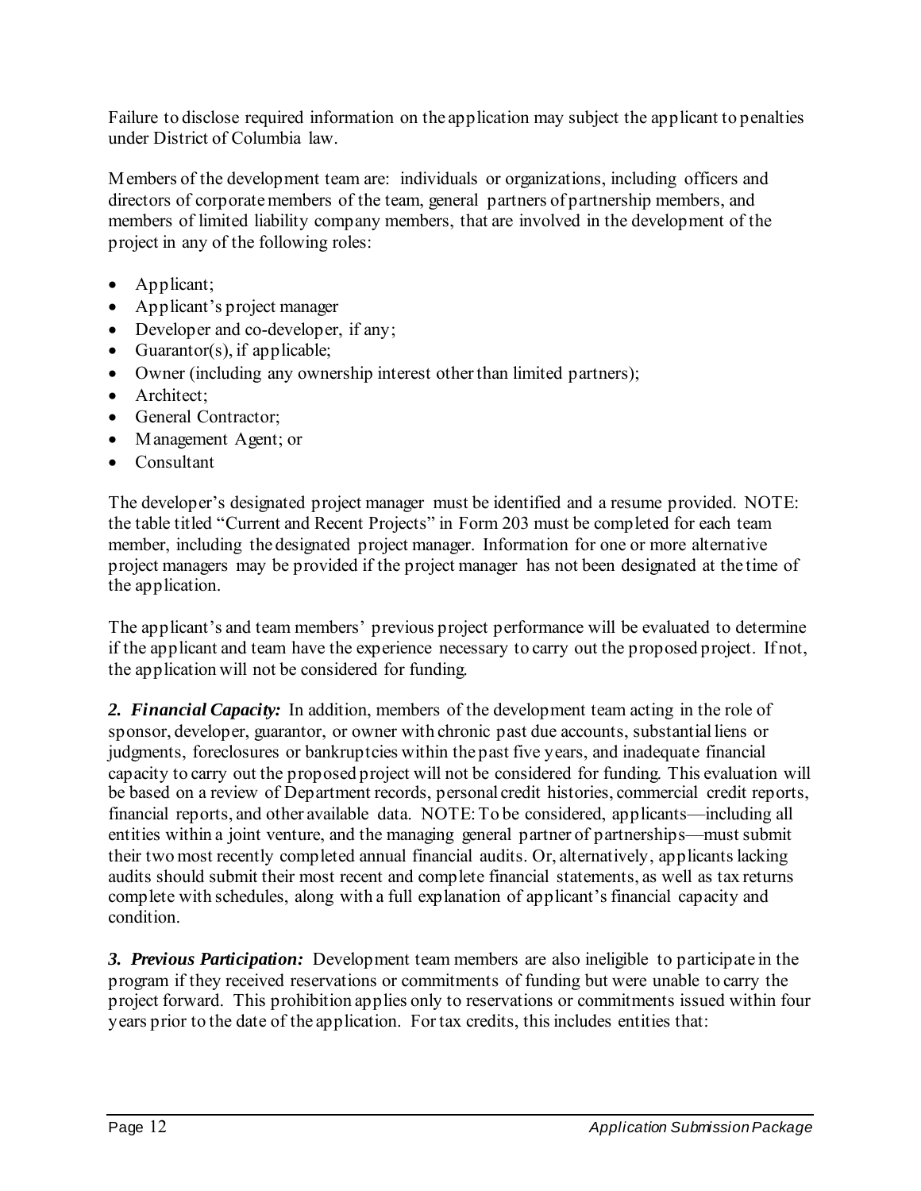Failure to disclose required information on the application may subject the applicant to penalties under District of Columbia law.

Members of the development team are: individuals or organizations, including officers and directors of corporate members of the team, general partners of partnership members, and members of limited liability company members, that are involved in the development of the project in any of the following roles:

- Applicant;
- Applicant's project manager
- Developer and co-developer, if any;
- Guarantor(s), if applicable;
- Owner (including any ownership interest other than limited partners);
- Architect;
- General Contractor;
- Management Agent; or
- Consultant

The developer's designated project manager must be identified and a resume provided. NOTE: the table titled "Current and Recent Projects" in Form 203 must be completed for each team member, including the designated project manager. Information for one or more alternative project managers may be provided if the project manager has not been designated at the time of the application.

The applicant's and team members' previous project performance will be evaluated to determine if the applicant and team have the experience necessary to carry out the proposed project. If not, the application will not be considered for funding.

***2. Financial Capacity:*** In addition, members of the development team acting in the role of sponsor, developer, guarantor, or owner with chronic past due accounts, substantial liens or judgments, foreclosures or bankruptcies within the past five years, and inadequate financial capacity to carry out the proposed project will not be considered for funding. This evaluation will be based on a review of Department records, personal credit histories, commercial credit reports, financial reports, and other available data. NOTE: To be considered, applicants—including all entities within a joint venture, and the managing general partner of partnerships—must submit their two most recently completed annual financial audits. Or, alternatively, applicants lacking audits should submit their most recent and complete financial statements, as well as tax returns complete with schedules, along with a full explanation of applicant's financial capacity and condition.

***3. Previous Participation:*** Development team members are also ineligible to participate in the program if they received reservations or commitments of funding but were unable to carry the project forward. This prohibition applies only to reservations or commitments issued within four years prior to the date of the application. For tax credits, this includes entities that: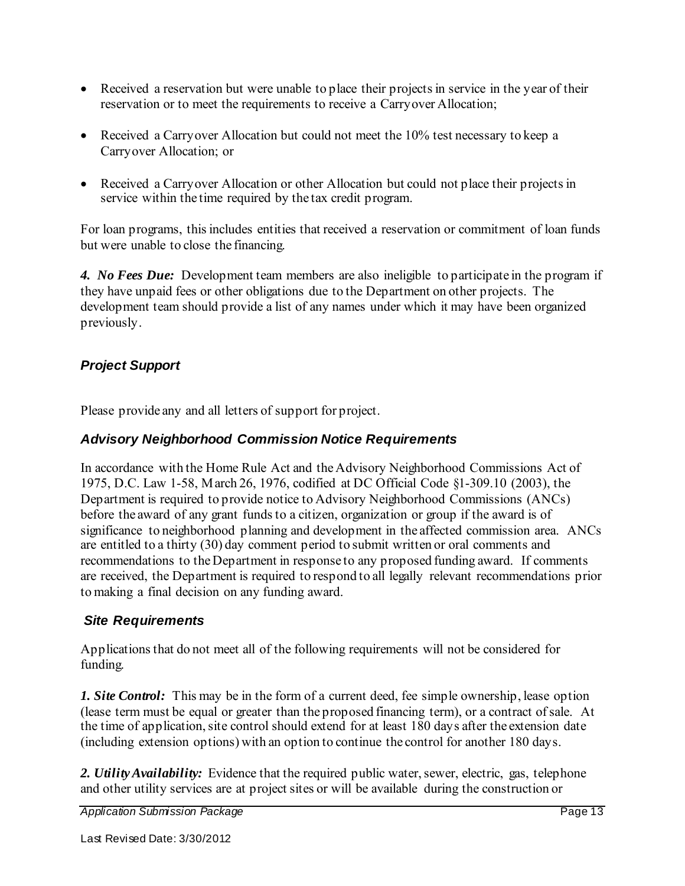- Received a reservation but were unable to place their projects in service in the year of their reservation or to meet the requirements to receive a Carryover Allocation;
- Received a Carryover Allocation but could not meet the 10% test necessary to keep a Carryover Allocation; or
- Received a Carryover Allocation or other Allocation but could not place their projects in service within the time required by the tax credit program.

For loan programs, this includes entities that received a reservation or commitment of loan funds but were unable to close the financing.

***4. No Fees Due:*** Development team members are also ineligible to participate in the program if they have unpaid fees or other obligations due to the Department on other projects. The development team should provide a list of any names under which it may have been organized previously.

### *Project Support*

Please provide any and all letters of support for project.

### *Advisory Neighborhood Commission Notice Requirements*

In accordance with the Home Rule Act and the Advisory Neighborhood Commissions Act of 1975, D.C. Law 1-58, March 26, 1976, codified at DC Official Code §1-309.10 (2003), the Department is required to provide notice to Advisory Neighborhood Commissions (ANCs) before the award of any grant funds to a citizen, organization or group if the award is of significance to neighborhood planning and development in the affected commission area. ANCs are entitled to a thirty (30) day comment period to submit written or oral comments and recommendations to the Department in response to any proposed funding award. If comments are received, the Department is required to respond to all legally relevant recommendations prior to making a final decision on any funding award.

### *Site Requirements*

Applications that do not meet all of the following requirements will not be considered for funding.

***1. Site Control:*** This may be in the form of a current deed, fee simple ownership, lease option (lease term must be equal or greater than the proposed financing term), or a contract of sale. At the time of application, site control should extend for at least 180 days after the extension date (including extension options) with an option to continue the control for another 180 days.

***2. Utility Availability:*** Evidence that the required public water, sewer, electric, gas, telephone and other utility services are at project sites or will be available during the construction or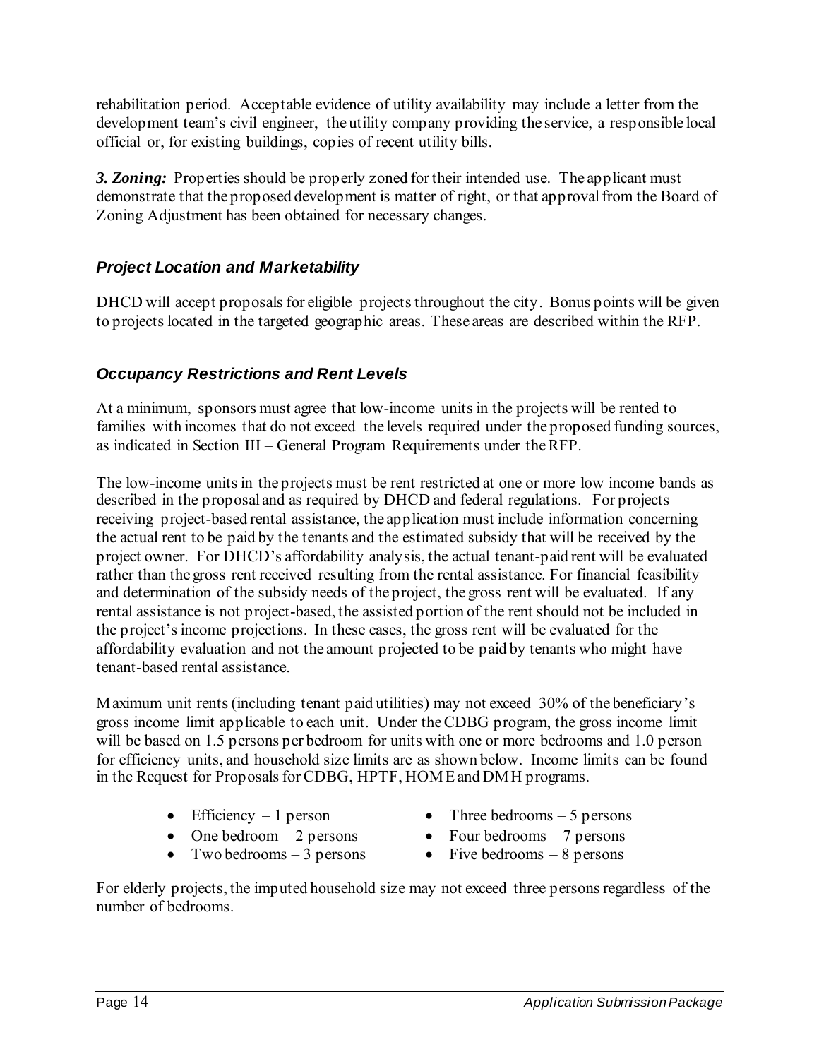rehabilitation period. Acceptable evidence of utility availability may include a letter from the development team's civil engineer, the utility company providing the service, a responsible local official or, for existing buildings, copies of recent utility bills.

***3. Zoning:*** Properties should be properly zoned for their intended use. The applicant must demonstrate that the proposed development is matter of right, or that approval from the Board of Zoning Adjustment has been obtained for necessary changes.

### *Project Location and Marketability*

DHCD will accept proposals for eligible projects throughout the city. Bonus points will be given to projects located in the targeted geographic areas. These areas are described within the RFP.

### *Occupancy Restrictions and Rent Levels*

At a minimum, sponsors must agree that low-income units in the projects will be rented to families with incomes that do not exceed the levels required under the proposed funding sources, as indicated in Section III – General Program Requirements under the RFP.

The low-income units in the projects must be rent restricted at one or more low income bands as described in the proposal and as required by DHCD and federal regulations. For projects receiving project-based rental assistance, the application must include information concerning the actual rent to be paid by the tenants and the estimated subsidy that will be received by the project owner. For DHCD's affordability analysis, the actual tenant-paid rent will be evaluated rather than the gross rent received resulting from the rental assistance. For financial feasibility and determination of the subsidy needs of the project, the gross rent will be evaluated. If any rental assistance is not project-based, the assisted portion of the rent should not be included in the project's income projections. In these cases, the gross rent will be evaluated for the affordability evaluation and not the amount projected to be paid by tenants who might have tenant-based rental assistance.

Maximum unit rents (including tenant paid utilities) may not exceed 30% of the beneficiary's gross income limit applicable to each unit. Under the CDBG program, the gross income limit will be based on 1.5 persons per bedroom for units with one or more bedrooms and 1.0 person for efficiency units, and household size limits are as shown below. Income limits can be found in the Request for Proposals for CDBG, HPTF, HOME and DMH programs.

- Efficiency – 1 person
- One bedroom – 2 persons
- Two bedrooms – 3 persons
- Three bedrooms – 5 persons
- Four bedrooms – 7 persons
- Five bedrooms – 8 persons

For elderly projects, the imputed household size may not exceed three persons regardless of the number of bedrooms.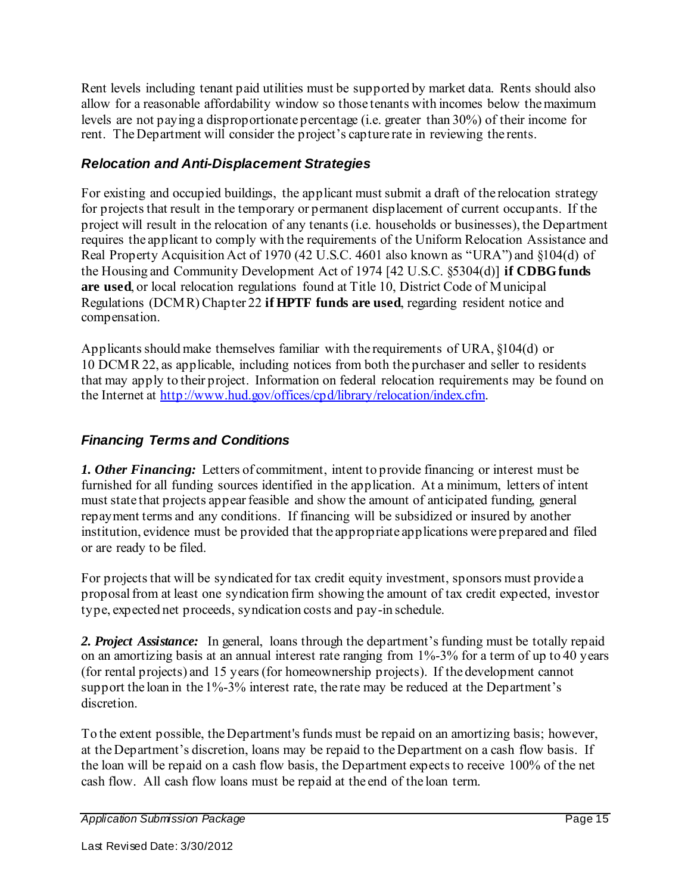Rent levels including tenant paid utilities must be supported by market data. Rents should also allow for a reasonable affordability window so those tenants with incomes below the maximum levels are not paying a disproportionate percentage (i.e. greater than 30%) of their income for rent. The Department will consider the project's capture rate in reviewing the rents.

### *Relocation and Anti-Displacement Strategies*

For existing and occupied buildings, the applicant must submit a draft of the relocation strategy for projects that result in the temporary or permanent displacement of current occupants. If the project will result in the relocation of any tenants (i.e. households or businesses), the Department requires the applicant to comply with the requirements of the Uniform Relocation Assistance and Real Property Acquisition Act of 1970 (42 U.S.C. 4601 also known as "URA") and §104(d) of the Housing and Community Development Act of 1974 [42 U.S.C. §5304(d)] **if CDBG funds are used**, or local relocation regulations found at Title 10, District Code of Municipal Regulations (DCMR) Chapter 22 **if HPTF funds are used**, regarding resident notice and compensation.

Applicants should make themselves familiar with the requirements of URA, §104(d) or 10 DCMR 22, as applicable, including notices from both the purchaser and seller to residents that may apply to their project. Information on federal relocation requirements may be found on the Internet at http://www.hud.gov/offices/cpd/library/relocation/index.cfm.

### *Financing Terms and Conditions*

***1. Other Financing:*** Letters of commitment, intent to provide financing or interest must be furnished for all funding sources identified in the application. At a minimum, letters of intent must state that projects appear feasible and show the amount of anticipated funding, general repayment terms and any conditions. If financing will be subsidized or insured by another institution, evidence must be provided that the appropriate applications were prepared and filed or are ready to be filed.

For projects that will be syndicated for tax credit equity investment, sponsors must provide a proposal from at least one syndication firm showing the amount of tax credit expected, investor type, expected net proceeds, syndication costs and pay-in schedule.

***2. Project Assistance:*** In general, loans through the department's funding must be totally repaid on an amortizing basis at an annual interest rate ranging from 1%-3% for a term of up to 40 years (for rental projects) and 15 years (for homeownership projects). If the development cannot support the loan in the 1%-3% interest rate, the rate may be reduced at the Department's discretion.

To the extent possible, the Department's funds must be repaid on an amortizing basis; however, at the Department's discretion, loans may be repaid to the Department on a cash flow basis. If the loan will be repaid on a cash flow basis, the Department expects to receive 100% of the net cash flow. All cash flow loans must be repaid at the end of the loan term.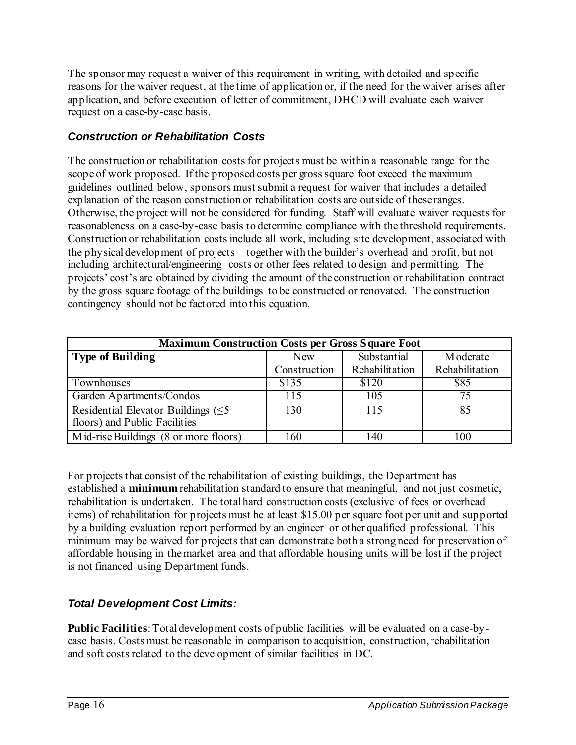The sponsor may request a waiver of this requirement in writing, with detailed and specific reasons for the waiver request, at the time of application or, if the need for the waiver arises after application, and before execution of letter of commitment, DHCD will evaluate each waiver request on a case-by-case basis.

### *Construction or Rehabilitation Costs*

The construction or rehabilitation costs for projects must be within a reasonable range for the scope of work proposed. If the proposed costs per gross square foot exceed the maximum guidelines outlined below, sponsors must submit a request for waiver that includes a detailed explanation of the reason construction or rehabilitation costs are outside of these ranges. Otherwise, the project will not be considered for funding. Staff will evaluate waiver requests for reasonableness on a case-by-case basis to determine compliance with the threshold requirements. Construction or rehabilitation costs include all work, including site development, associated with the physical development of projects—together with the builder's overhead and profit, but not including architectural/engineering costs or other fees related to design and permitting. The projects' cost's are obtained by dividing the amount of the construction or rehabilitation contract by the gross square footage of the buildings to be constructed or renovated. The construction contingency should not be factored into this equation.

| **Maximum Construction Costs per Gross Square Foot** | | | |
|---|---|---|---|
| **Type of Building** | New Construction | Substantial Rehabilitation | Moderate Rehabilitation |
| Townhouses | \$135 | \$120 | \$85 |
| Garden Apartments/Condos | 115 | 105 | 75 |
| Residential Elevator Buildings (≤5 floors) and Public Facilities | 130 | 115 | 85 |
| Mid-rise Buildings (8 or more floors) | 160 | 140 | 100 |

For projects that consist of the rehabilitation of existing buildings, the Department has established a **minimum** rehabilitation standard to ensure that meaningful, and not just cosmetic, rehabilitation is undertaken. The total hard construction costs (exclusive of fees or overhead items) of rehabilitation for projects must be at least \$15.00 per square foot per unit and supported by a building evaluation report performed by an engineer or other qualified professional. This minimum may be waived for projects that can demonstrate both a strong need for preservation of affordable housing in the market area and that affordable housing units will be lost if the project is not financed using Department funds.

### *Total Development Cost Limits:*

**Public Facilities**: Total development costs of public facilities will be evaluated on a case-by-case basis. Costs must be reasonable in comparison to acquisition, construction, rehabilitation and soft costs related to the development of similar facilities in DC.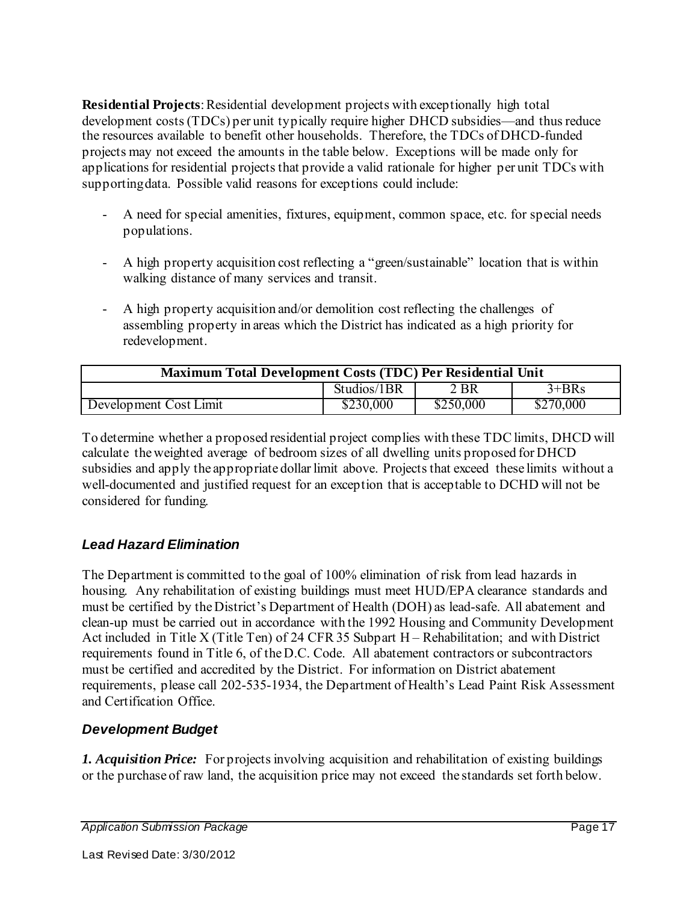**Residential Projects**: Residential development projects with exceptionally high total development costs (TDCs) per unit typically require higher DHCD subsidies—and thus reduce the resources available to benefit other households. Therefore, the TDCs of DHCD-funded projects may not exceed the amounts in the table below. Exceptions will be made only for applications for residential projects that provide a valid rationale for higher per unit TDCs with supporting data. Possible valid reasons for exceptions could include:

- A need for special amenities, fixtures, equipment, common space, etc. for special needs populations.

- A high property acquisition cost reflecting a "green/sustainable" location that is within walking distance of many services and transit.

- A high property acquisition and/or demolition cost reflecting the challenges of assembling property in areas which the District has indicated as a high priority for redevelopment.

| Maximum Total Development Costs (TDC) Per Residential Unit | | | |
|---|---|---|---|
| | Studios/1BR | 2 BR | 3+BRs |
| Development Cost Limit | $230,000 | $250,000 | $270,000 |

To determine whether a proposed residential project complies with these TDC limits, DHCD will calculate the weighted average of bedroom sizes of all dwelling units proposed for DHCD subsidies and apply the appropriate dollar limit above. Projects that exceed these limits without a well-documented and justified request for an exception that is acceptable to DCHD will not be considered for funding.

### *Lead Hazard Elimination*

The Department is committed to the goal of 100% elimination of risk from lead hazards in housing. Any rehabilitation of existing buildings must meet HUD/EPA clearance standards and must be certified by the District's Department of Health (DOH) as lead-safe. All abatement and clean-up must be carried out in accordance with the 1992 Housing and Community Development Act included in Title X (Title Ten) of 24 CFR 35 Subpart H – Rehabilitation; and with District requirements found in Title 6, of the D.C. Code. All abatement contractors or subcontractors must be certified and accredited by the District. For information on District abatement requirements, please call 202-535-1934, the Department of Health's Lead Paint Risk Assessment and Certification Office.

### *Development Budget*

***1. Acquisition Price:*** For projects involving acquisition and rehabilitation of existing buildings or the purchase of raw land, the acquisition price may not exceed the standards set forth below.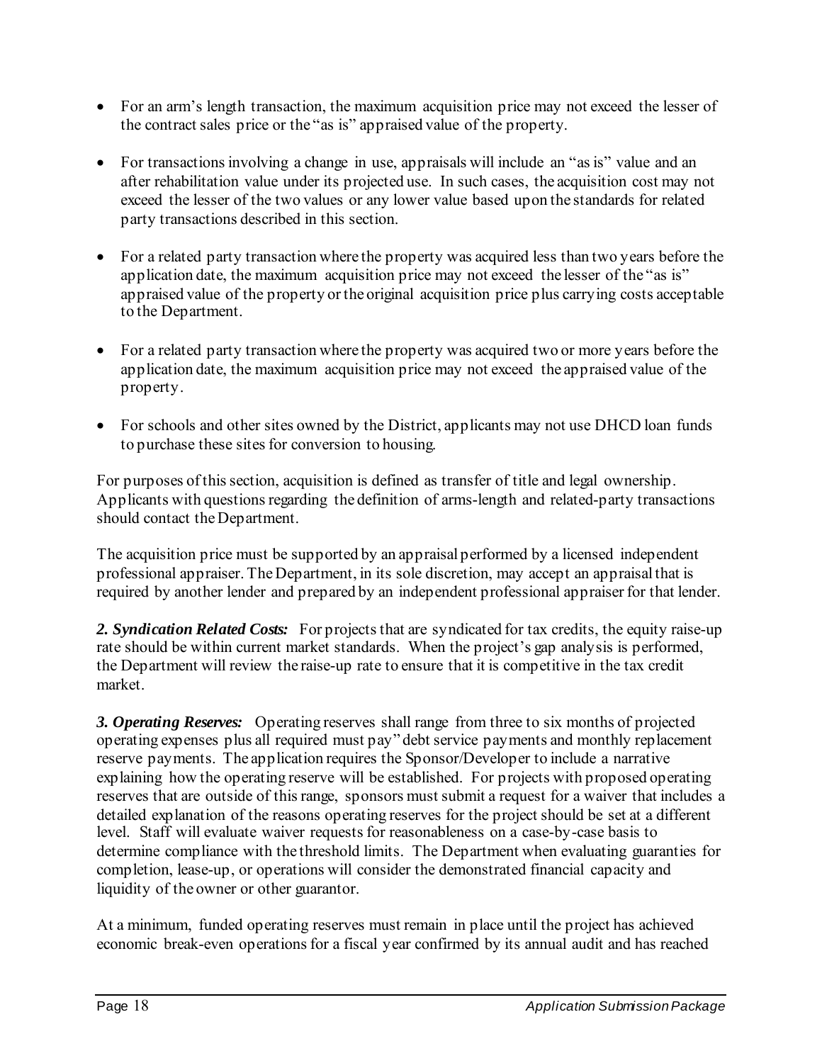- For an arm's length transaction, the maximum acquisition price may not exceed the lesser of the contract sales price or the "as is" appraised value of the property.

- For transactions involving a change in use, appraisals will include an "as is" value and an after rehabilitation value under its projected use. In such cases, the acquisition cost may not exceed the lesser of the two values or any lower value based upon the standards for related party transactions described in this section.

- For a related party transaction where the property was acquired less than two years before the application date, the maximum acquisition price may not exceed the lesser of the "as is" appraised value of the property or the original acquisition price plus carrying costs acceptable to the Department.

- For a related party transaction where the property was acquired two or more years before the application date, the maximum acquisition price may not exceed the appraised value of the property.

- For schools and other sites owned by the District, applicants may not use DHCD loan funds to purchase these sites for conversion to housing.

For purposes of this section, acquisition is defined as transfer of title and legal ownership. Applicants with questions regarding the definition of arms-length and related-party transactions should contact the Department.

The acquisition price must be supported by an appraisal performed by a licensed independent professional appraiser. The Department, in its sole discretion, may accept an appraisal that is required by another lender and prepared by an independent professional appraiser for that lender.

***2. Syndication Related Costs:*** For projects that are syndicated for tax credits, the equity raise-up rate should be within current market standards. When the project's gap analysis is performed, the Department will review the raise-up rate to ensure that it is competitive in the tax credit market.

***3. Operating Reserves:*** Operating reserves shall range from three to six months of projected operating expenses plus all required must pay" debt service payments and monthly replacement reserve payments. The application requires the Sponsor/Developer to include a narrative explaining how the operating reserve will be established. For projects with proposed operating reserves that are outside of this range, sponsors must submit a request for a waiver that includes a detailed explanation of the reasons operating reserves for the project should be set at a different level. Staff will evaluate waiver requests for reasonableness on a case-by-case basis to determine compliance with the threshold limits. The Department when evaluating guaranties for completion, lease-up, or operations will consider the demonstrated financial capacity and liquidity of the owner or other guarantor.

At a minimum, funded operating reserves must remain in place until the project has achieved economic break-even operations for a fiscal year confirmed by its annual audit and has reached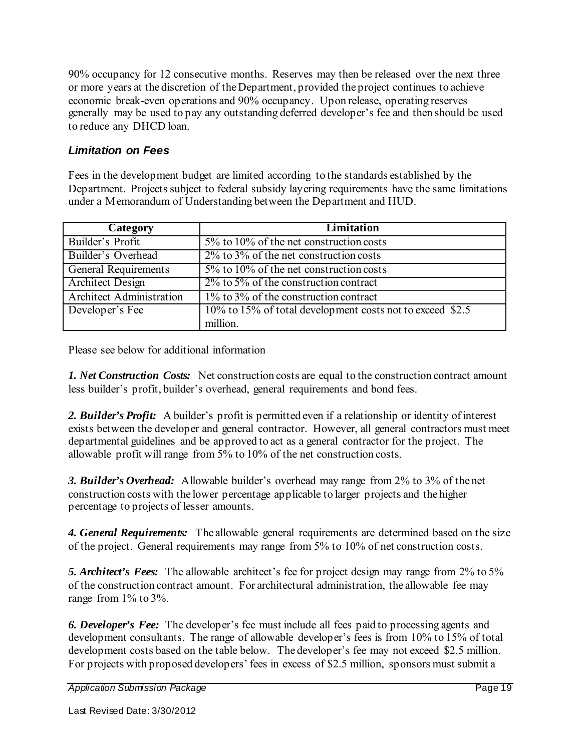90% occupancy for 12 consecutive months. Reserves may then be released over the next three or more years at the discretion of the Department, provided the project continues to achieve economic break-even operations and 90% occupancy. Upon release, operating reserves generally may be used to pay any outstanding deferred developer's fee and then should be used to reduce any DHCD loan.

### *Limitation on Fees*

Fees in the development budget are limited according to the standards established by the Department. Projects subject to federal subsidy layering requirements have the same limitations under a Memorandum of Understanding between the Department and HUD.

| Category | Limitation |
|---|---|
| Builder's Profit | 5% to 10% of the net construction costs |
| Builder's Overhead | 2% to 3% of the net construction costs |
| General Requirements | 5% to 10% of the net construction costs |
| Architect Design | 2% to 5% of the construction contract |
| Architect Administration | 1% to 3% of the construction contract |
| Developer's Fee | 10% to 15% of total development costs not to exceed $2.5 million. |

Please see below for additional information

***1. Net Construction Costs:*** Net construction costs are equal to the construction contract amount less builder's profit, builder's overhead, general requirements and bond fees.

***2. Builder's Profit:*** A builder's profit is permitted even if a relationship or identity of interest exists between the developer and general contractor. However, all general contractors must meet departmental guidelines and be approved to act as a general contractor for the project. The allowable profit will range from 5% to 10% of the net construction costs.

***3. Builder's Overhead:*** Allowable builder's overhead may range from 2% to 3% of the net construction costs with the lower percentage applicable to larger projects and the higher percentage to projects of lesser amounts.

***4. General Requirements:*** The allowable general requirements are determined based on the size of the project. General requirements may range from 5% to 10% of net construction costs.

***5. Architect's Fees:*** The allowable architect's fee for project design may range from 2% to 5% of the construction contract amount. For architectural administration, the allowable fee may range from 1% to 3%.

***6. Developer's Fee:*** The developer's fee must include all fees paid to processing agents and development consultants. The range of allowable developer's fees is from 10% to 15% of total development costs based on the table below. The developer's fee may not exceed $2.5 million. For projects with proposed developers' fees in excess of $2.5 million, sponsors must submit a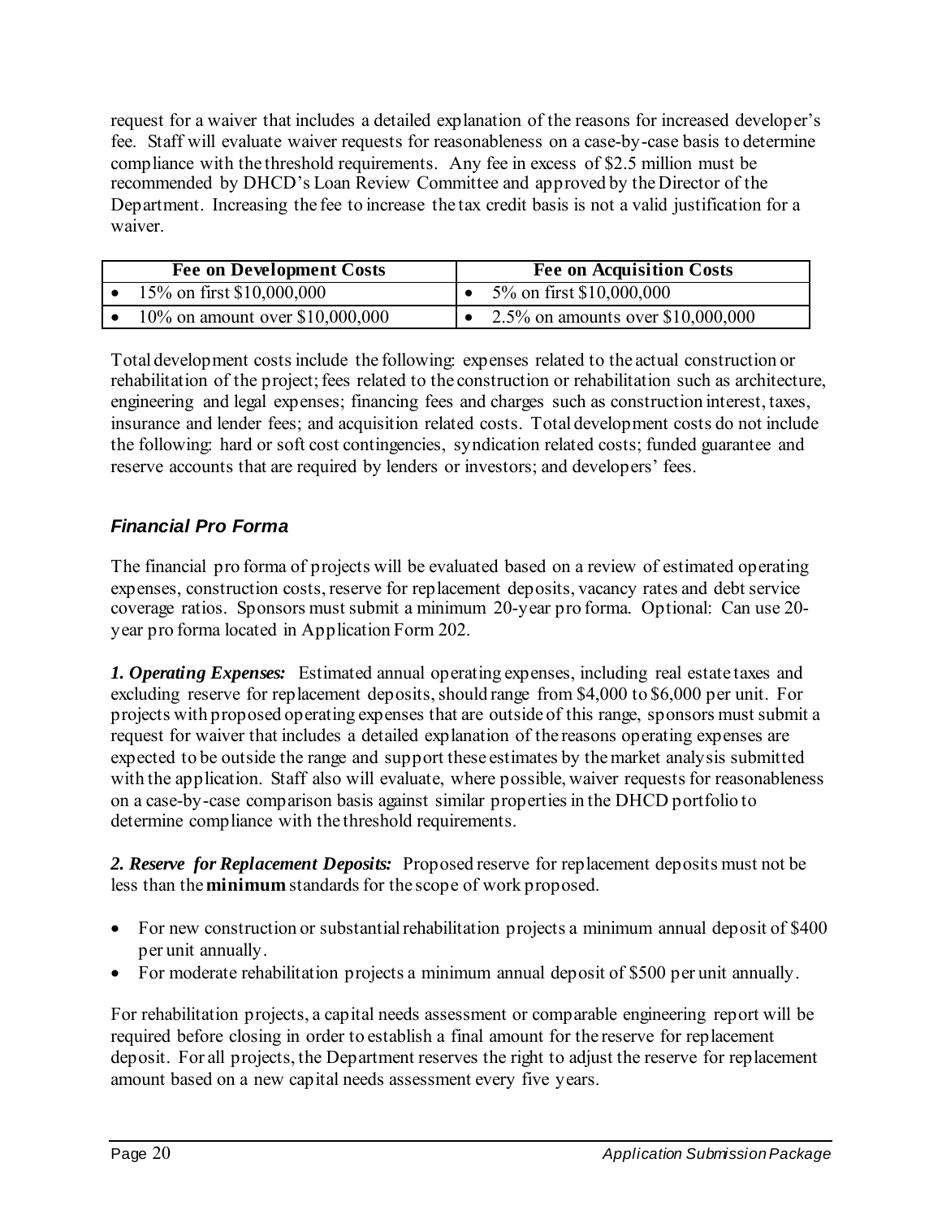request for a waiver that includes a detailed explanation of the reasons for increased developer's fee. Staff will evaluate waiver requests for reasonableness on a case-by-case basis to determine compliance with the threshold requirements. Any fee in excess of $2.5 million must be recommended by DHCD's Loan Review Committee and approved by the Director of the Department. Increasing the fee to increase the tax credit basis is not a valid justification for a waiver.

| Fee on Development Costs | Fee on Acquisition Costs |
|---|---|
| • 15% on first $10,000,000 | • 5% on first $10,000,000 |
| • 10% on amount over $10,000,000 | • 2.5% on amounts over $10,000,000 |

Total development costs include the following: expenses related to the actual construction or rehabilitation of the project; fees related to the construction or rehabilitation such as architecture, engineering and legal expenses; financing fees and charges such as construction interest, taxes, insurance and lender fees; and acquisition related costs. Total development costs do not include the following: hard or soft cost contingencies, syndication related costs; funded guarantee and reserve accounts that are required by lenders or investors; and developers' fees.

### *Financial Pro Forma*

The financial pro forma of projects will be evaluated based on a review of estimated operating expenses, construction costs, reserve for replacement deposits, vacancy rates and debt service coverage ratios. Sponsors must submit a minimum 20-year pro forma. Optional: Can use 20-year pro forma located in Application Form 202.

***1. Operating Expenses:*** Estimated annual operating expenses, including real estate taxes and excluding reserve for replacement deposits, should range from $4,000 to $6,000 per unit. For projects with proposed operating expenses that are outside of this range, sponsors must submit a request for waiver that includes a detailed explanation of the reasons operating expenses are expected to be outside the range and support these estimates by the market analysis submitted with the application. Staff also will evaluate, where possible, waiver requests for reasonableness on a case-by-case comparison basis against similar properties in the DHCD portfolio to determine compliance with the threshold requirements.

***2. Reserve for Replacement Deposits:*** Proposed reserve for replacement deposits must not be less than the **minimum** standards for the scope of work proposed.

- For new construction or substantial rehabilitation projects a minimum annual deposit of $400 per unit annually.
- For moderate rehabilitation projects a minimum annual deposit of $500 per unit annually.

For rehabilitation projects, a capital needs assessment or comparable engineering report will be required before closing in order to establish a final amount for the reserve for replacement deposit. For all projects, the Department reserves the right to adjust the reserve for replacement amount based on a new capital needs assessment every five years.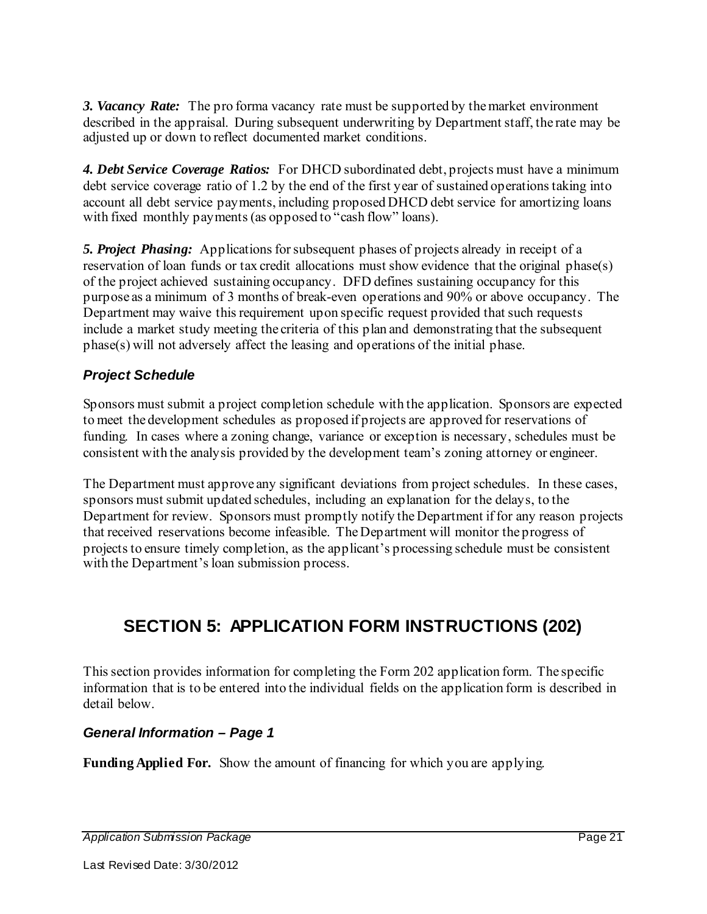***3. Vacancy Rate:*** The pro forma vacancy rate must be supported by the market environment described in the appraisal. During subsequent underwriting by Department staff, the rate may be adjusted up or down to reflect documented market conditions.

***4. Debt Service Coverage Ratios:*** For DHCD subordinated debt, projects must have a minimum debt service coverage ratio of 1.2 by the end of the first year of sustained operations taking into account all debt service payments, including proposed DHCD debt service for amortizing loans with fixed monthly payments (as opposed to "cash flow" loans).

***5. Project Phasing:*** Applications for subsequent phases of projects already in receipt of a reservation of loan funds or tax credit allocations must show evidence that the original phase(s) of the project achieved sustaining occupancy. DFD defines sustaining occupancy for this purpose as a minimum of 3 months of break-even operations and 90% or above occupancy. The Department may waive this requirement upon specific request provided that such requests include a market study meeting the criteria of this plan and demonstrating that the subsequent phase(s) will not adversely affect the leasing and operations of the initial phase.

### *Project Schedule*

Sponsors must submit a project completion schedule with the application. Sponsors are expected to meet the development schedules as proposed if projects are approved for reservations of funding. In cases where a zoning change, variance or exception is necessary, schedules must be consistent with the analysis provided by the development team's zoning attorney or engineer.

The Department must approve any significant deviations from project schedules. In these cases, sponsors must submit updated schedules, including an explanation for the delays, to the Department for review. Sponsors must promptly notify the Department if for any reason projects that received reservations become infeasible. The Department will monitor the progress of projects to ensure timely completion, as the applicant's processing schedule must be consistent with the Department's loan submission process.

## SECTION 5: APPLICATION FORM INSTRUCTIONS (202)

This section provides information for completing the Form 202 application form. The specific information that is to be entered into the individual fields on the application form is described in detail below.

### *General Information – Page 1*

**Funding Applied For.** Show the amount of financing for which you are applying.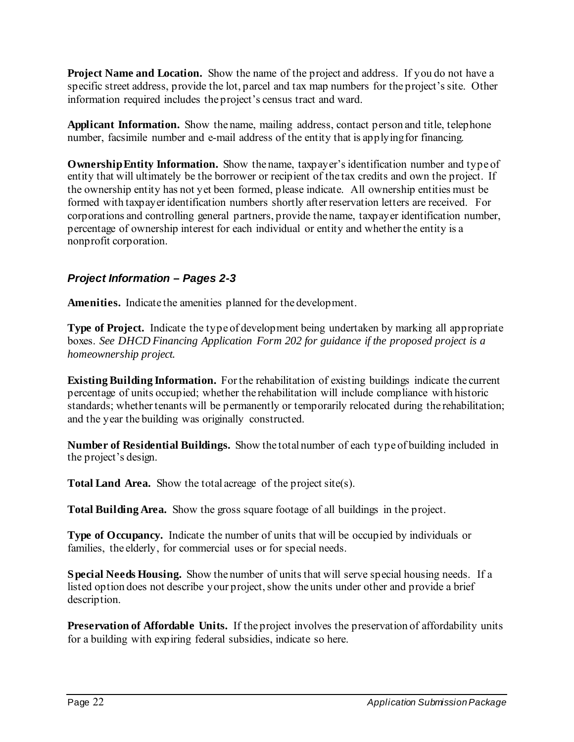**Project Name and Location.** Show the name of the project and address. If you do not have a specific street address, provide the lot, parcel and tax map numbers for the project's site. Other information required includes the project's census tract and ward.

**Applicant Information.** Show the name, mailing address, contact person and title, telephone number, facsimile number and e-mail address of the entity that is applying for financing.

**Ownership Entity Information.** Show the name, taxpayer's identification number and type of entity that will ultimately be the borrower or recipient of the tax credits and own the project. If the ownership entity has not yet been formed, please indicate. All ownership entities must be formed with taxpayer identification numbers shortly after reservation letters are received. For corporations and controlling general partners, provide the name, taxpayer identification number, percentage of ownership interest for each individual or entity and whether the entity is a nonprofit corporation.

### *Project Information – Pages 2-3*

**Amenities.** Indicate the amenities planned for the development.

**Type of Project.** Indicate the type of development being undertaken by marking all appropriate boxes. *See DHCD Financing Application Form 202 for guidance if the proposed project is a homeownership project.*

**Existing Building Information.** For the rehabilitation of existing buildings indicate the current percentage of units occupied; whether the rehabilitation will include compliance with historic standards; whether tenants will be permanently or temporarily relocated during the rehabilitation; and the year the building was originally constructed.

**Number of Residential Buildings.** Show the total number of each type of building included in the project's design.

**Total Land Area.** Show the total acreage of the project site(s).

**Total Building Area.** Show the gross square footage of all buildings in the project.

**Type of Occupancy.** Indicate the number of units that will be occupied by individuals or families, the elderly, for commercial uses or for special needs.

**Special Needs Housing.** Show the number of units that will serve special housing needs. If a listed option does not describe your project, show the units under other and provide a brief description.

**Preservation of Affordable Units.** If the project involves the preservation of affordability units for a building with expiring federal subsidies, indicate so here.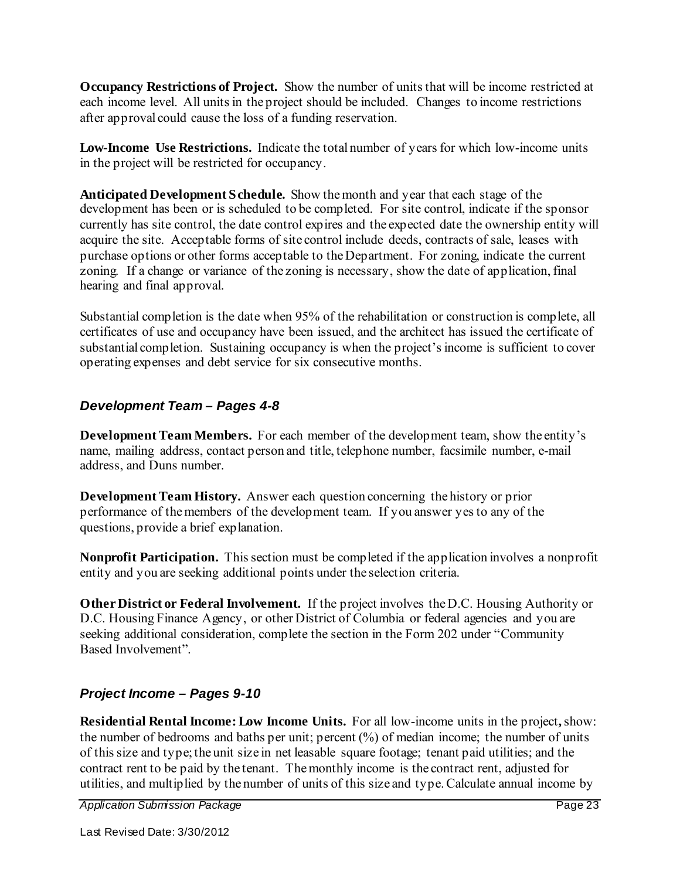**Occupancy Restrictions of Project.** Show the number of units that will be income restricted at each income level. All units in the project should be included. Changes to income restrictions after approval could cause the loss of a funding reservation.

**Low-Income Use Restrictions.** Indicate the total number of years for which low-income units in the project will be restricted for occupancy.

**Anticipated Development Schedule.** Show the month and year that each stage of the development has been or is scheduled to be completed. For site control, indicate if the sponsor currently has site control, the date control expires and the expected date the ownership entity will acquire the site. Acceptable forms of site control include deeds, contracts of sale, leases with purchase options or other forms acceptable to the Department. For zoning, indicate the current zoning. If a change or variance of the zoning is necessary, show the date of application, final hearing and final approval.

Substantial completion is the date when 95% of the rehabilitation or construction is complete, all certificates of use and occupancy have been issued, and the architect has issued the certificate of substantial completion. Sustaining occupancy is when the project's income is sufficient to cover operating expenses and debt service for six consecutive months.

### *Development Team – Pages 4-8*

**Development Team Members.** For each member of the development team, show the entity's name, mailing address, contact person and title, telephone number, facsimile number, e-mail address, and Duns number.

**Development Team History.** Answer each question concerning the history or prior performance of the members of the development team. If you answer yes to any of the questions, provide a brief explanation.

**Nonprofit Participation.** This section must be completed if the application involves a nonprofit entity and you are seeking additional points under the selection criteria.

**Other District or Federal Involvement.** If the project involves the D.C. Housing Authority or D.C. Housing Finance Agency, or other District of Columbia or federal agencies and you are seeking additional consideration, complete the section in the Form 202 under "Community Based Involvement".

### *Project Income – Pages 9-10*

**Residential Rental Income: Low Income Units.** For all low-income units in the project**,** show: the number of bedrooms and baths per unit; percent (%) of median income; the number of units of this size and type; the unit size in net leasable square footage; tenant paid utilities; and the contract rent to be paid by the tenant. The monthly income is the contract rent, adjusted for utilities, and multiplied by the number of units of this size and type. Calculate annual income by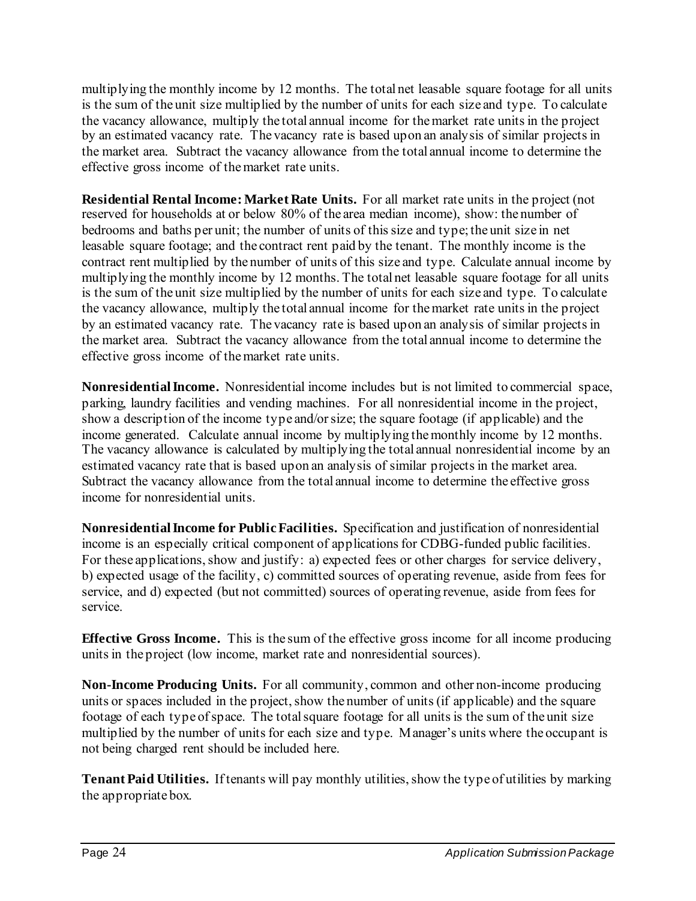multiplying the monthly income by 12 months. The total net leasable square footage for all units is the sum of the unit size multiplied by the number of units for each size and type. To calculate the vacancy allowance, multiply the total annual income for the market rate units in the project by an estimated vacancy rate. The vacancy rate is based upon an analysis of similar projects in the market area. Subtract the vacancy allowance from the total annual income to determine the effective gross income of the market rate units.

**Residential Rental Income: Market Rate Units.** For all market rate units in the project (not reserved for households at or below 80% of the area median income), show: the number of bedrooms and baths per unit; the number of units of this size and type; the unit size in net leasable square footage; and the contract rent paid by the tenant. The monthly income is the contract rent multiplied by the number of units of this size and type. Calculate annual income by multiplying the monthly income by 12 months. The total net leasable square footage for all units is the sum of the unit size multiplied by the number of units for each size and type. To calculate the vacancy allowance, multiply the total annual income for the market rate units in the project by an estimated vacancy rate. The vacancy rate is based upon an analysis of similar projects in the market area. Subtract the vacancy allowance from the total annual income to determine the effective gross income of the market rate units.

**Nonresidential Income.** Nonresidential income includes but is not limited to commercial space, parking, laundry facilities and vending machines. For all nonresidential income in the project, show a description of the income type and/or size; the square footage (if applicable) and the income generated. Calculate annual income by multiplying the monthly income by 12 months. The vacancy allowance is calculated by multiplying the total annual nonresidential income by an estimated vacancy rate that is based upon an analysis of similar projects in the market area. Subtract the vacancy allowance from the total annual income to determine the effective gross income for nonresidential units.

**Nonresidential Income for Public Facilities.** Specification and justification of nonresidential income is an especially critical component of applications for CDBG-funded public facilities. For these applications, show and justify: a) expected fees or other charges for service delivery, b) expected usage of the facility, c) committed sources of operating revenue, aside from fees for service, and d) expected (but not committed) sources of operating revenue, aside from fees for service.

**Effective Gross Income.** This is the sum of the effective gross income for all income producing units in the project (low income, market rate and nonresidential sources).

**Non-Income Producing Units.** For all community, common and other non-income producing units or spaces included in the project, show the number of units (if applicable) and the square footage of each type of space. The total square footage for all units is the sum of the unit size multiplied by the number of units for each size and type. Manager's units where the occupant is not being charged rent should be included here.

**Tenant Paid Utilities.** If tenants will pay monthly utilities, show the type of utilities by marking the appropriate box.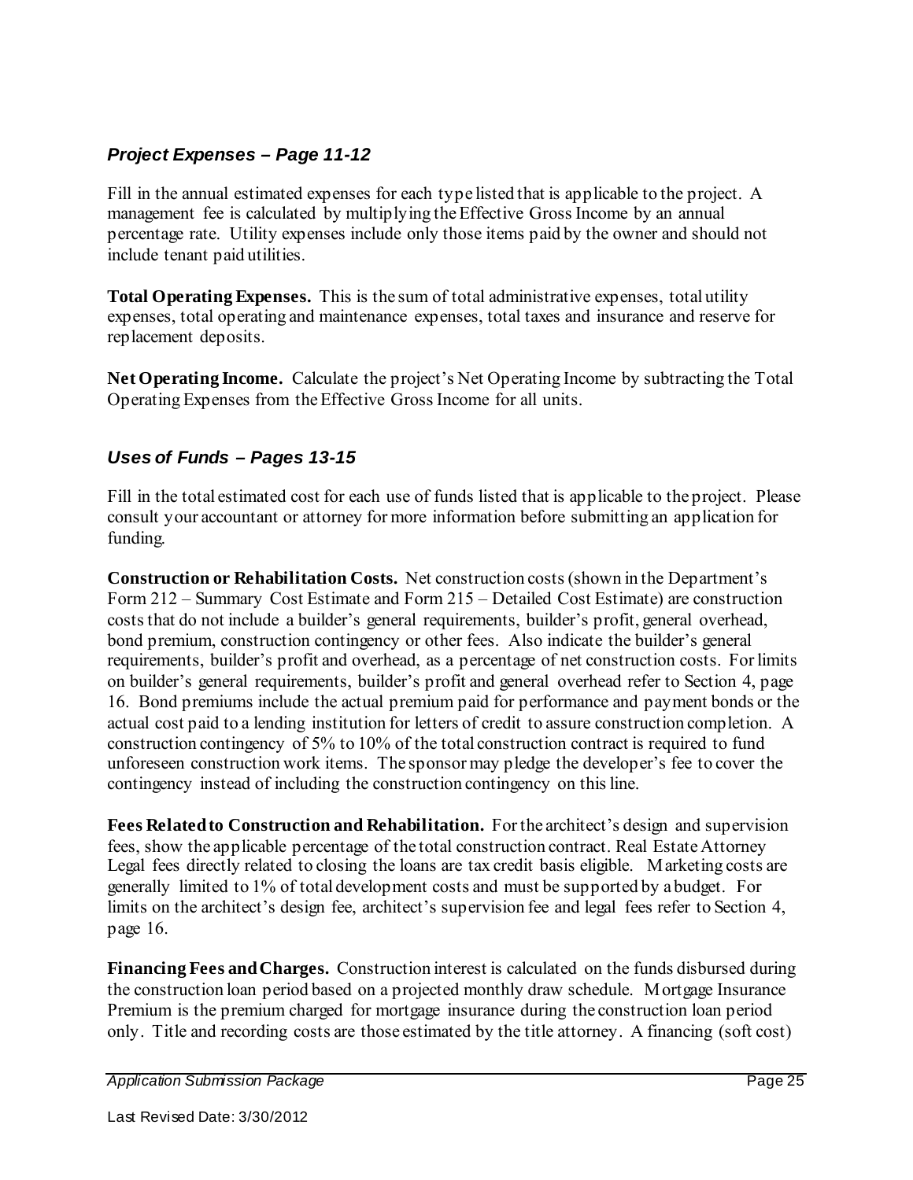### *Project Expenses – Page 11-12*

Fill in the annual estimated expenses for each type listed that is applicable to the project. A management fee is calculated by multiplying the Effective Gross Income by an annual percentage rate. Utility expenses include only those items paid by the owner and should not include tenant paid utilities.

**Total Operating Expenses.** This is the sum of total administrative expenses, total utility expenses, total operating and maintenance expenses, total taxes and insurance and reserve for replacement deposits.

**Net Operating Income.** Calculate the project's Net Operating Income by subtracting the Total Operating Expenses from the Effective Gross Income for all units.

### *Uses of Funds – Pages 13-15*

Fill in the total estimated cost for each use of funds listed that is applicable to the project. Please consult your accountant or attorney for more information before submitting an application for funding.

**Construction or Rehabilitation Costs.** Net construction costs (shown in the Department's Form 212 – Summary Cost Estimate and Form 215 – Detailed Cost Estimate) are construction costs that do not include a builder's general requirements, builder's profit, general overhead, bond premium, construction contingency or other fees. Also indicate the builder's general requirements, builder's profit and overhead, as a percentage of net construction costs. For limits on builder's general requirements, builder's profit and general overhead refer to Section 4, page 16. Bond premiums include the actual premium paid for performance and payment bonds or the actual cost paid to a lending institution for letters of credit to assure construction completion. A construction contingency of 5% to 10% of the total construction contract is required to fund unforeseen construction work items. The sponsor may pledge the developer's fee to cover the contingency instead of including the construction contingency on this line.

**Fees Related to Construction and Rehabilitation.** For the architect's design and supervision fees, show the applicable percentage of the total construction contract. Real Estate Attorney Legal fees directly related to closing the loans are tax credit basis eligible. Marketing costs are generally limited to 1% of total development costs and must be supported by a budget. For limits on the architect's design fee, architect's supervision fee and legal fees refer to Section 4, page 16.

**Financing Fees and Charges.** Construction interest is calculated on the funds disbursed during the construction loan period based on a projected monthly draw schedule. Mortgage Insurance Premium is the premium charged for mortgage insurance during the construction loan period only. Title and recording costs are those estimated by the title attorney. A financing (soft cost)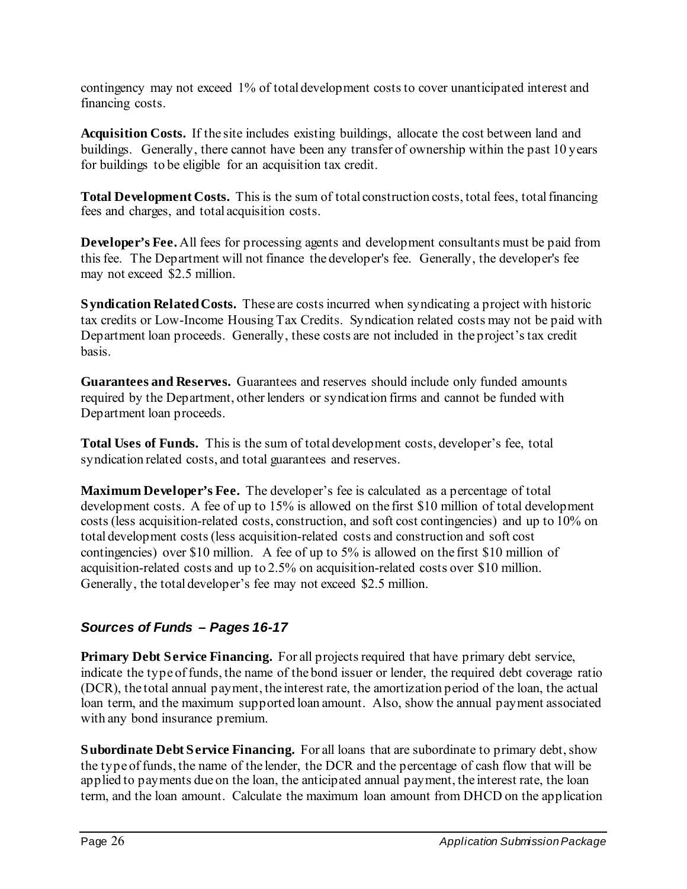contingency may not exceed 1% of total development costs to cover unanticipated interest and financing costs.

**Acquisition Costs.** If the site includes existing buildings, allocate the cost between land and buildings. Generally, there cannot have been any transfer of ownership within the past 10 years for buildings to be eligible for an acquisition tax credit.

**Total Development Costs.** This is the sum of total construction costs, total fees, total financing fees and charges, and total acquisition costs.

**Developer's Fee.** All fees for processing agents and development consultants must be paid from this fee. The Department will not finance the developer's fee. Generally, the developer's fee may not exceed $2.5 million.

**Syndication Related Costs.** These are costs incurred when syndicating a project with historic tax credits or Low-Income Housing Tax Credits. Syndication related costs may not be paid with Department loan proceeds. Generally, these costs are not included in the project's tax credit basis.

**Guarantees and Reserves.** Guarantees and reserves should include only funded amounts required by the Department, other lenders or syndication firms and cannot be funded with Department loan proceeds.

**Total Uses of Funds.** This is the sum of total development costs, developer's fee, total syndication related costs, and total guarantees and reserves.

**Maximum Developer's Fee.** The developer's fee is calculated as a percentage of total development costs. A fee of up to 15% is allowed on the first $10 million of total development costs (less acquisition-related costs, construction, and soft cost contingencies) and up to 10% on total development costs (less acquisition-related costs and construction and soft cost contingencies) over $10 million. A fee of up to 5% is allowed on the first $10 million of acquisition-related costs and up to 2.5% on acquisition-related costs over $10 million. Generally, the total developer's fee may not exceed $2.5 million.

### *Sources of Funds – Pages 16-17*

**Primary Debt Service Financing.** For all projects required that have primary debt service, indicate the type of funds, the name of the bond issuer or lender, the required debt coverage ratio (DCR), the total annual payment, the interest rate, the amortization period of the loan, the actual loan term, and the maximum supported loan amount. Also, show the annual payment associated with any bond insurance premium.

**Subordinate Debt Service Financing.** For all loans that are subordinate to primary debt, show the type of funds, the name of the lender, the DCR and the percentage of cash flow that will be applied to payments due on the loan, the anticipated annual payment, the interest rate, the loan term, and the loan amount. Calculate the maximum loan amount from DHCD on the application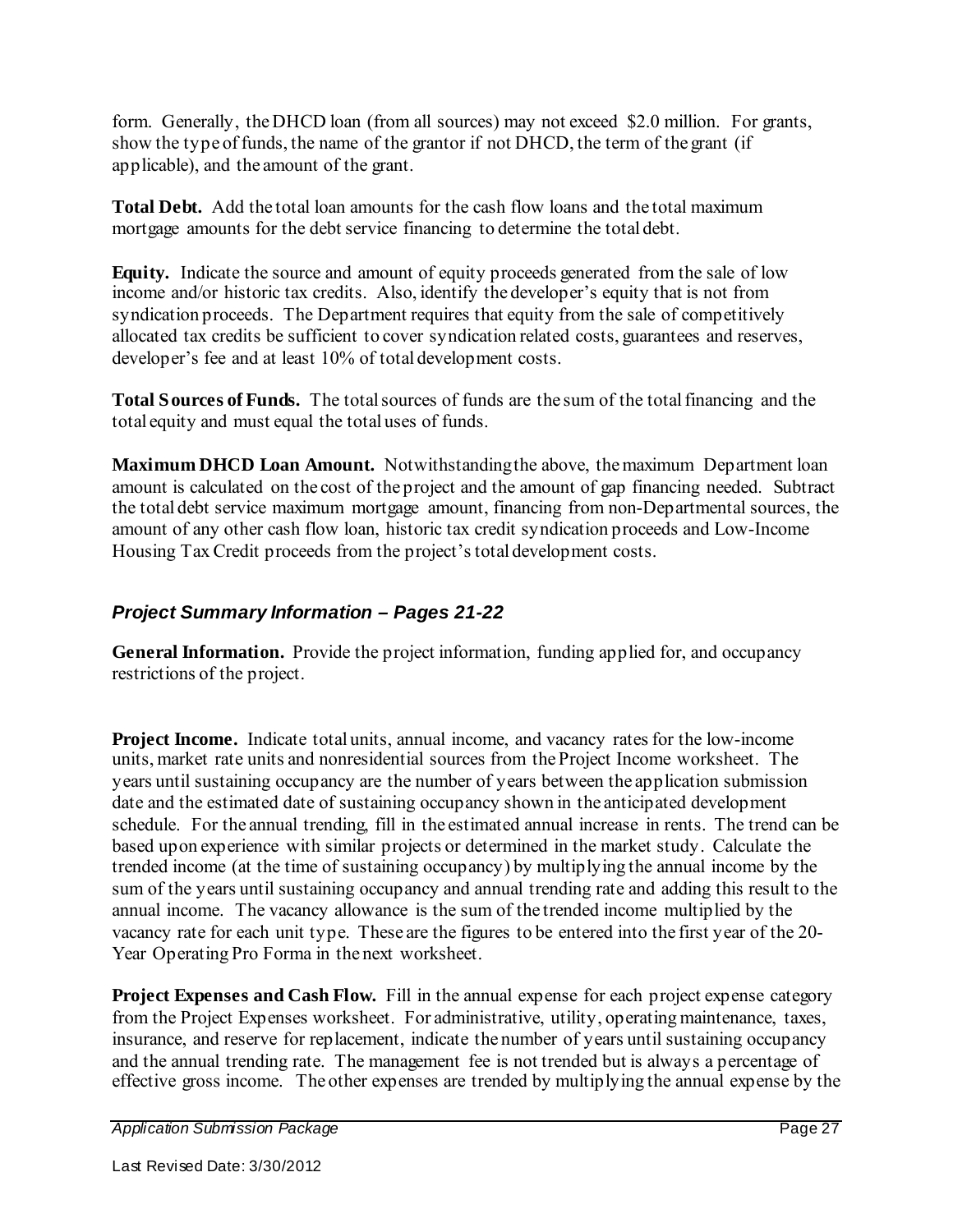form. Generally, the DHCD loan (from all sources) may not exceed $2.0 million. For grants, show the type of funds, the name of the grantor if not DHCD, the term of the grant (if applicable), and the amount of the grant.

**Total Debt.** Add the total loan amounts for the cash flow loans and the total maximum mortgage amounts for the debt service financing to determine the total debt.

**Equity.** Indicate the source and amount of equity proceeds generated from the sale of low income and/or historic tax credits. Also, identify the developer's equity that is not from syndication proceeds. The Department requires that equity from the sale of competitively allocated tax credits be sufficient to cover syndication related costs, guarantees and reserves, developer's fee and at least 10% of total development costs.

**Total Sources of Funds.** The total sources of funds are the sum of the total financing and the total equity and must equal the total uses of funds.

**Maximum DHCD Loan Amount.** Notwithstanding the above, the maximum Department loan amount is calculated on the cost of the project and the amount of gap financing needed. Subtract the total debt service maximum mortgage amount, financing from non-Departmental sources, the amount of any other cash flow loan, historic tax credit syndication proceeds and Low-Income Housing Tax Credit proceeds from the project's total development costs.

### *Project Summary Information – Pages 21-22*

**General Information.** Provide the project information, funding applied for, and occupancy restrictions of the project.

**Project Income.** Indicate total units, annual income, and vacancy rates for the low-income units, market rate units and nonresidential sources from the Project Income worksheet. The years until sustaining occupancy are the number of years between the application submission date and the estimated date of sustaining occupancy shown in the anticipated development schedule. For the annual trending, fill in the estimated annual increase in rents. The trend can be based upon experience with similar projects or determined in the market study. Calculate the trended income (at the time of sustaining occupancy) by multiplying the annual income by the sum of the years until sustaining occupancy and annual trending rate and adding this result to the annual income. The vacancy allowance is the sum of the trended income multiplied by the vacancy rate for each unit type. These are the figures to be entered into the first year of the 20-Year Operating Pro Forma in the next worksheet.

**Project Expenses and Cash Flow.** Fill in the annual expense for each project expense category from the Project Expenses worksheet. For administrative, utility, operating maintenance, taxes, insurance, and reserve for replacement, indicate the number of years until sustaining occupancy and the annual trending rate. The management fee is not trended but is always a percentage of effective gross income. The other expenses are trended by multiplying the annual expense by the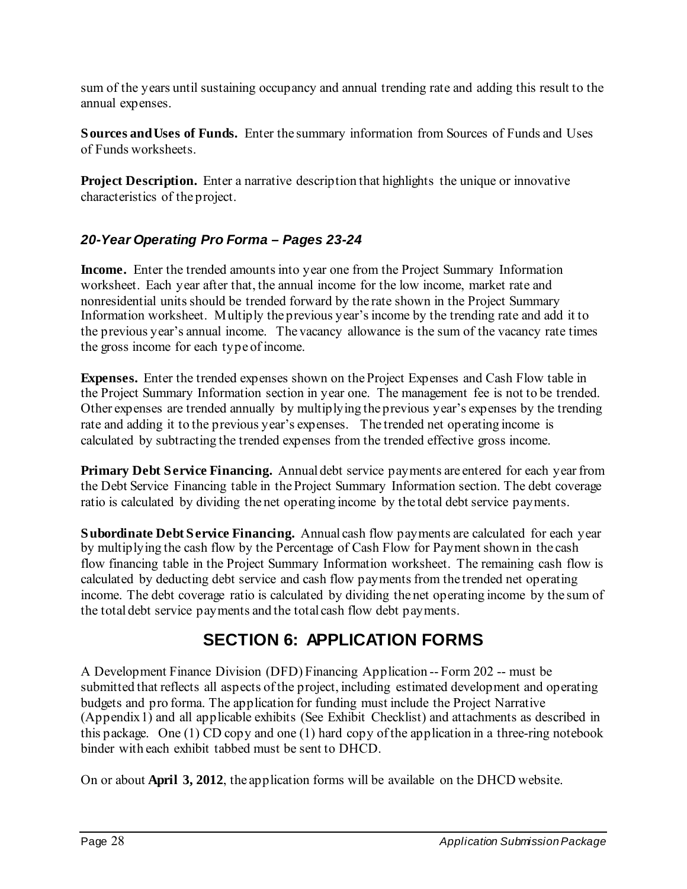sum of the years until sustaining occupancy and annual trending rate and adding this result to the annual expenses.

**Sources and Uses of Funds.** Enter the summary information from Sources of Funds and Uses of Funds worksheets.

**Project Description.** Enter a narrative description that highlights the unique or innovative characteristics of the project.

### *20-Year Operating Pro Forma – Pages 23-24*

**Income.** Enter the trended amounts into year one from the Project Summary Information worksheet. Each year after that, the annual income for the low income, market rate and nonresidential units should be trended forward by the rate shown in the Project Summary Information worksheet. Multiply the previous year's income by the trending rate and add it to the previous year's annual income. The vacancy allowance is the sum of the vacancy rate times the gross income for each type of income.

**Expenses.** Enter the trended expenses shown on the Project Expenses and Cash Flow table in the Project Summary Information section in year one. The management fee is not to be trended. Other expenses are trended annually by multiplying the previous year's expenses by the trending rate and adding it to the previous year's expenses. The trended net operating income is calculated by subtracting the trended expenses from the trended effective gross income.

**Primary Debt Service Financing.** Annual debt service payments are entered for each year from the Debt Service Financing table in the Project Summary Information section. The debt coverage ratio is calculated by dividing the net operating income by the total debt service payments.

**Subordinate Debt Service Financing.** Annual cash flow payments are calculated for each year by multiplying the cash flow by the Percentage of Cash Flow for Payment shown in the cash flow financing table in the Project Summary Information worksheet. The remaining cash flow is calculated by deducting debt service and cash flow payments from the trended net operating income. The debt coverage ratio is calculated by dividing the net operating income by the sum of the total debt service payments and the total cash flow debt payments.

# SECTION 6: APPLICATION FORMS

A Development Finance Division (DFD) Financing Application -- Form 202 -- must be submitted that reflects all aspects of the project, including estimated development and operating budgets and pro forma. The application for funding must include the Project Narrative (Appendix 1) and all applicable exhibits (See Exhibit Checklist) and attachments as described in this package. One (1) CD copy and one (1) hard copy of the application in a three-ring notebook binder with each exhibit tabbed must be sent to DHCD.

On or about **April 3, 2012**, the application forms will be available on the DHCD website.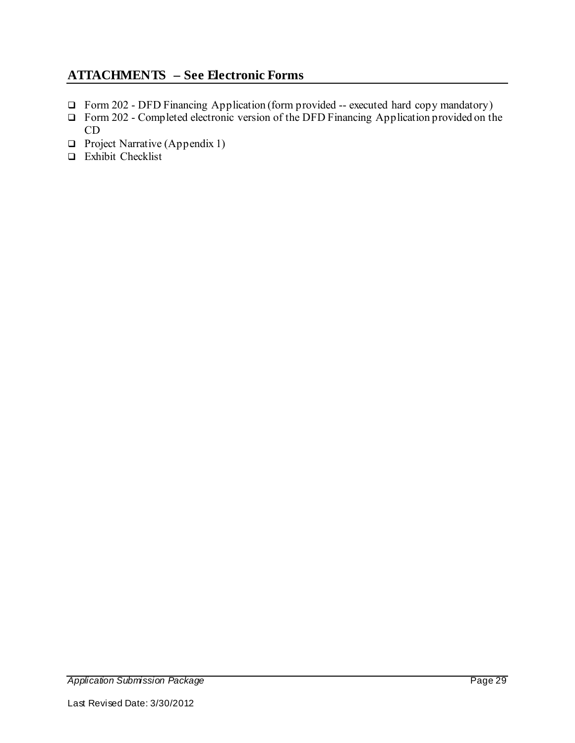## ATTACHMENTS – See Electronic Forms

- ❑ Form 202 - DFD Financing Application (form provided -- executed hard copy mandatory)
- ❑ Form 202 - Completed electronic version of the DFD Financing Application provided on the CD
- ❑ Project Narrative (Appendix 1)
- ❑ Exhibit Checklist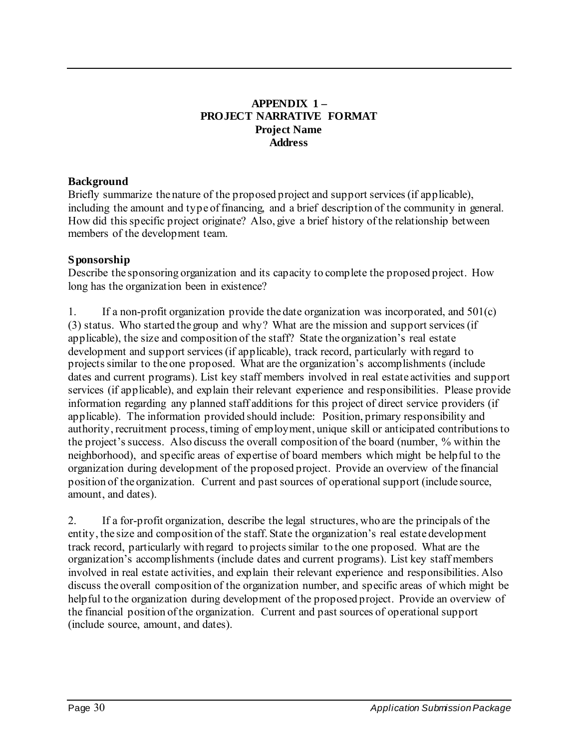# APPENDIX 1 – PROJECT NARRATIVE FORMAT

**Project Name**
**Address**

## Background

Briefly summarize the nature of the proposed project and support services (if applicable), including the amount and type of financing, and a brief description of the community in general. How did this specific project originate? Also, give a brief history of the relationship between members of the development team.

## Sponsorship

Describe the sponsoring organization and its capacity to complete the proposed project. How long has the organization been in existence?

1. If a non-profit organization provide the date organization was incorporated, and 501(c)(3) status. Who started the group and why? What are the mission and support services (if applicable), the size and composition of the staff? State the organization's real estate development and support services (if applicable), track record, particularly with regard to projects similar to the one proposed. What are the organization's accomplishments (include dates and current programs). List key staff members involved in real estate activities and support services (if applicable), and explain their relevant experience and responsibilities. Please provide information regarding any planned staff additions for this project of direct service providers (if applicable). The information provided should include: Position, primary responsibility and authority, recruitment process, timing of employment, unique skill or anticipated contributions to the project's success. Also discuss the overall composition of the board (number, % within the neighborhood), and specific areas of expertise of board members which might be helpful to the organization during development of the proposed project. Provide an overview of the financial position of the organization. Current and past sources of operational support (include source, amount, and dates).

2. If a for-profit organization, describe the legal structures, who are the principals of the entity, the size and composition of the staff. State the organization's real estate development track record, particularly with regard to projects similar to the one proposed. What are the organization's accomplishments (include dates and current programs). List key staff members involved in real estate activities, and explain their relevant experience and responsibilities. Also discuss the overall composition of the organization number, and specific areas of which might be helpful to the organization during development of the proposed project. Provide an overview of the financial position of the organization. Current and past sources of operational support (include source, amount, and dates).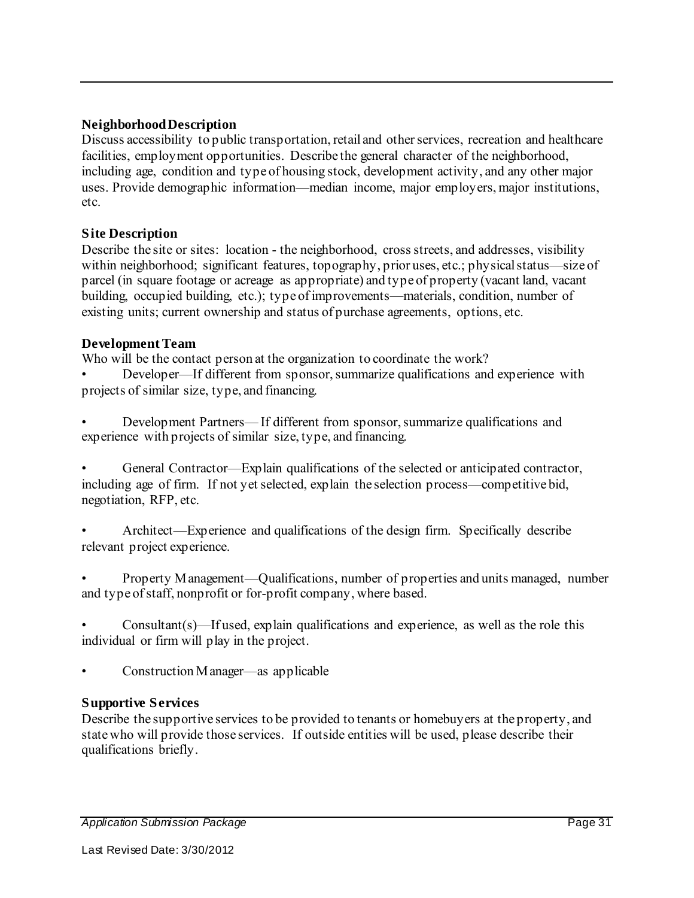**Neighborhood Description**

Discuss accessibility to public transportation, retail and other services, recreation and healthcare facilities, employment opportunities. Describe the general character of the neighborhood, including age, condition and type of housing stock, development activity, and any other major uses. Provide demographic information—median income, major employers, major institutions, etc.

**Site Description**

Describe the site or sites: location - the neighborhood, cross streets, and addresses, visibility within neighborhood; significant features, topography, prior uses, etc.; physical status—size of parcel (in square footage or acreage as appropriate) and type of property (vacant land, vacant building, occupied building, etc.); type of improvements—materials, condition, number of existing units; current ownership and status of purchase agreements, options, etc.

**Development Team**

Who will be the contact person at the organization to coordinate the work?

- Developer—If different from sponsor, summarize qualifications and experience with projects of similar size, type, and financing.
- Development Partners— If different from sponsor, summarize qualifications and experience with projects of similar size, type, and financing.
- General Contractor—Explain qualifications of the selected or anticipated contractor, including age of firm. If not yet selected, explain the selection process—competitive bid, negotiation, RFP, etc.
- Architect—Experience and qualifications of the design firm. Specifically describe relevant project experience.
- Property Management—Qualifications, number of properties and units managed, number and type of staff, nonprofit or for-profit company, where based.
- Consultant(s)—If used, explain qualifications and experience, as well as the role this individual or firm will play in the project.
- Construction Manager—as applicable

**Supportive Services**

Describe the supportive services to be provided to tenants or homebuyers at the property, and state who will provide those services. If outside entities will be used, please describe their qualifications briefly.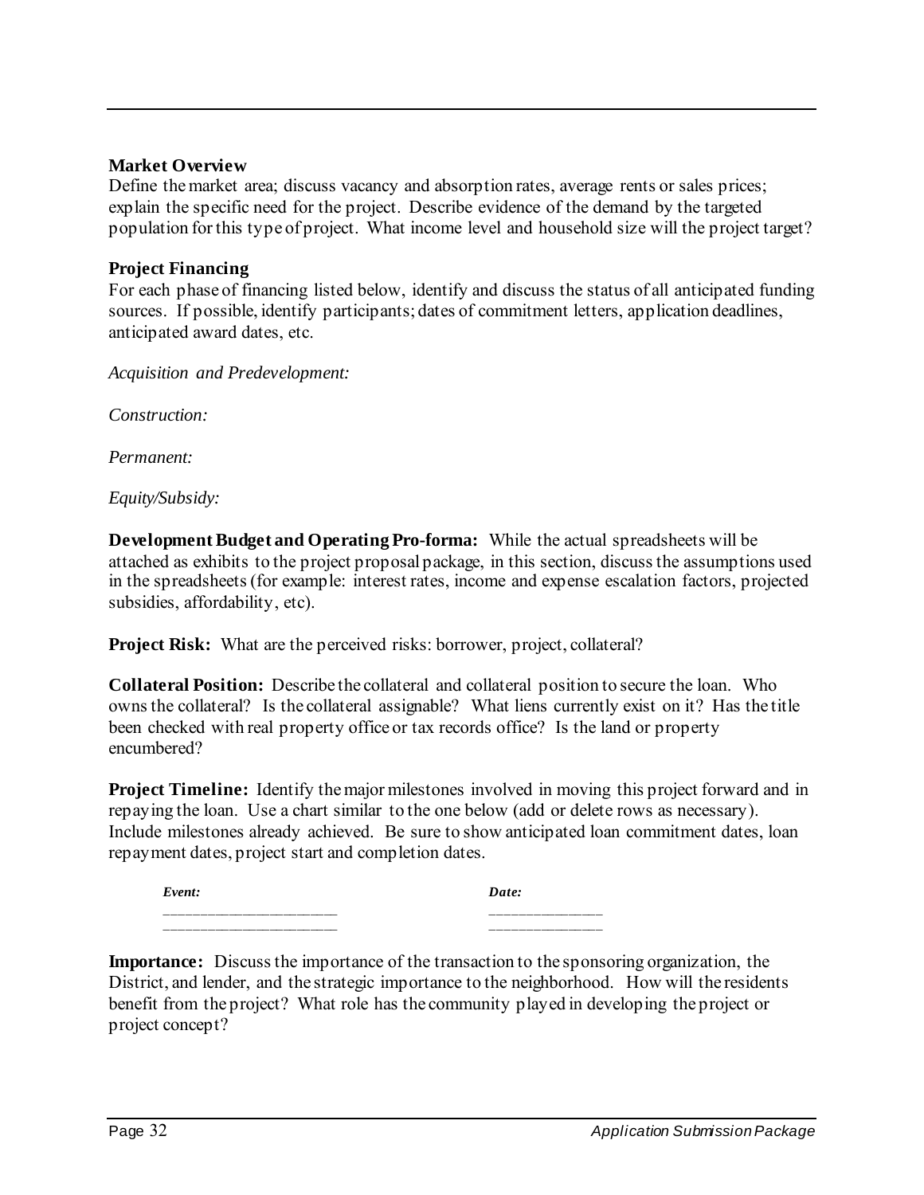**Market Overview**

Define the market area; discuss vacancy and absorption rates, average rents or sales prices; explain the specific need for the project. Describe evidence of the demand by the targeted population for this type of project. What income level and household size will the project target?

**Project Financing**

For each phase of financing listed below, identify and discuss the status of all anticipated funding sources. If possible, identify participants; dates of commitment letters, application deadlines, anticipated award dates, etc.

*Acquisition and Predevelopment:*

*Construction:*

*Permanent:*

*Equity/Subsidy:*

**Development Budget and Operating Pro-forma:** While the actual spreadsheets will be attached as exhibits to the project proposal package, in this section, discuss the assumptions used in the spreadsheets (for example: interest rates, income and expense escalation factors, projected subsidies, affordability, etc).

**Project Risk:** What are the perceived risks: borrower, project, collateral?

**Collateral Position:** Describe the collateral and collateral position to secure the loan. Who owns the collateral? Is the collateral assignable? What liens currently exist on it? Has the title been checked with real property office or tax records office? Is the land or property encumbered?

**Project Timeline:** Identify the major milestones involved in moving this project forward and in repaying the loan. Use a chart similar to the one below (add or delete rows as necessary). Include milestones already achieved. Be sure to show anticipated loan commitment dates, loan repayment dates, project start and completion dates.

| *Event:* | *Date:* |
|---|---|
| ____________________ | ______________ |
| ____________________ | ______________ |

**Importance:** Discuss the importance of the transaction to the sponsoring organization, the District, and lender, and the strategic importance to the neighborhood. How will the residents benefit from the project? What role has the community played in developing the project or project concept?